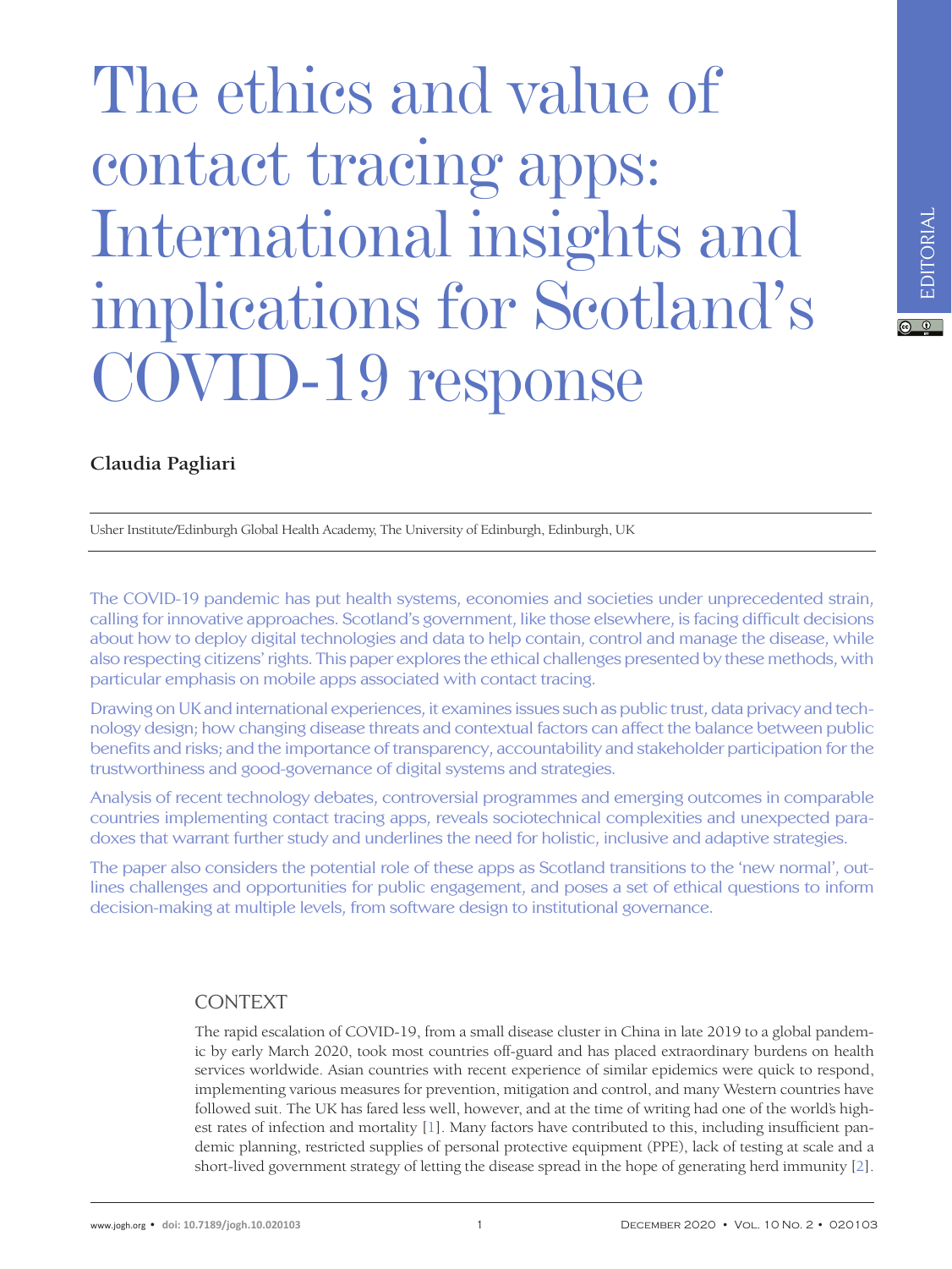# The ethics and value of contact tracing apps: International insights and implications for Scotland's COVID-19 response

**Claudia Pagliari**

Usher Institute/Edinburgh Global Health Academy, The University of Edinburgh, Edinburgh, UK

The COVID-19 pandemic has put health systems, economies and societies under unprecedented strain, calling for innovative approaches. Scotland's government, like those elsewhere, is facing difficult decisions about how to deploy digital technologies and data to help contain, control and manage the disease, while also respecting citizens' rights. This paper explores the ethical challenges presented by these methods, with particular emphasis on mobile apps associated with contact tracing.

Drawing on UK and international experiences, it examines issues such as public trust, data privacy and technology design; how changing disease threats and contextual factors can affect the balance between public benefits and risks; and the importance of transparency, accountability and stakeholder participation for the trustworthiness and good-governance of digital systems and strategies.

Analysis of recent technology debates, controversial programmes and emerging outcomes in comparable countries implementing contact tracing apps, reveals sociotechnical complexities and unexpected paradoxes that warrant further study and underlines the need for holistic, inclusive and adaptive strategies.

The paper also considers the potential role of these apps as Scotland transitions to the 'new normal', outlines challenges and opportunities for public engagement, and poses a set of ethical questions to inform decision-making at multiple levels, from software design to institutional governance.

## CONTEXT

The rapid escalation of COVID-19, from a small disease cluster in China in late 2019 to a global pandemic by early March 2020, took most countries off-guard and has placed extraordinary burdens on health services worldwide. Asian countries with recent experience of similar epidemics were quick to respond, implementing various measures for prevention, mitigation and control, and many Western countries have followed suit. The UK has fared less well, however, and at the time of writing had one of the world's highest rates of infection and mortality [1]. Many factors have contributed to this, including insufficient pandemic planning, restricted supplies of personal protective equipment (PPE), lack of testing at scale and a short-lived government strategy of letting the disease spread in the hope of generating herd immunity [2].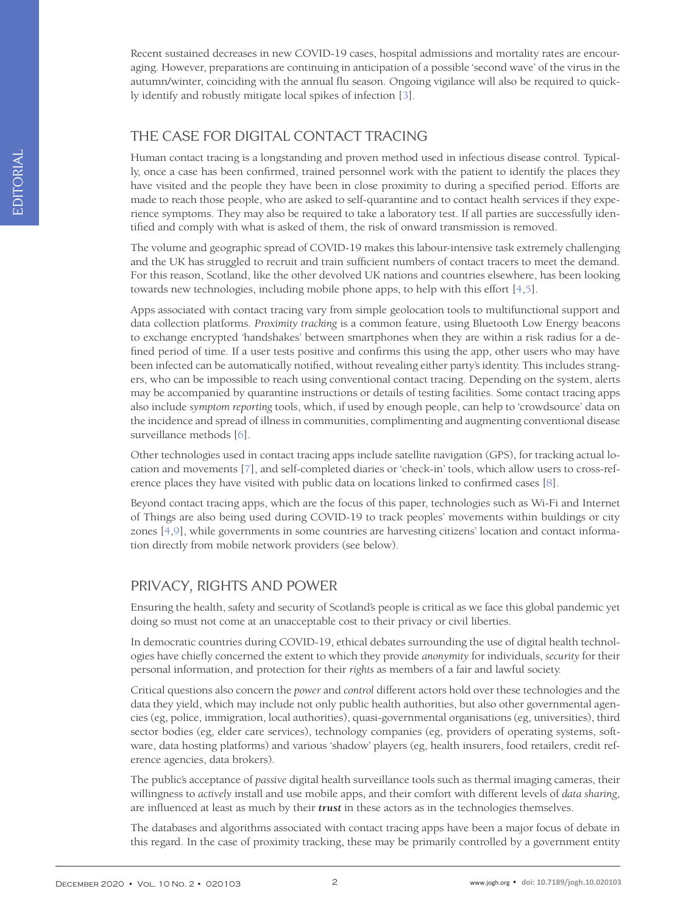Recent sustained decreases in new COVID-19 cases, hospital admissions and mortality rates are encouraging. However, preparations are continuing in anticipation of a possible 'second wave' of the virus in the autumn/winter, coinciding with the annual flu season. Ongoing vigilance will also be required to quickly identify and robustly mitigate local spikes of infection [3].

## THE CASE FOR DIGITAL CONTACT TRACING

Human contact tracing is a longstanding and proven method used in infectious disease control. Typically, once a case has been confirmed, trained personnel work with the patient to identify the places they have visited and the people they have been in close proximity to during a specified period. Efforts are made to reach those people, who are asked to self-quarantine and to contact health services if they experience symptoms. They may also be required to take a laboratory test. If all parties are successfully identified and comply with what is asked of them, the risk of onward transmission is removed.

The volume and geographic spread of COVID-19 makes this labour-intensive task extremely challenging and the UK has struggled to recruit and train sufficient numbers of contact tracers to meet the demand. For this reason, Scotland, like the other devolved UK nations and countries elsewhere, has been looking towards new technologies, including mobile phone apps, to help with this effort [4,5].

Apps associated with contact tracing vary from simple geolocation tools to multifunctional support and data collection platforms. *Proximity tracking* is a common feature, using Bluetooth Low Energy beacons to exchange encrypted 'handshakes' between smartphones when they are within a risk radius for a defined period of time. If a user tests positive and confirms this using the app, other users who may have been infected can be automatically notified, without revealing either party's identity. This includes strangers, who can be impossible to reach using conventional contact tracing. Depending on the system, alerts may be accompanied by quarantine instructions or details of testing facilities. Some contact tracing apps also include *symptom reporting* tools, which, if used by enough people, can help to 'crowdsource' data on the incidence and spread of illness in communities, complimenting and augmenting conventional disease surveillance methods [6].

Other technologies used in contact tracing apps include satellite navigation (GPS), for tracking actual location and movements [7], and self-completed diaries or 'check-in' tools, which allow users to cross-reference places they have visited with public data on locations linked to confirmed cases [8].

Beyond contact tracing apps, which are the focus of this paper, technologies such as Wi-Fi and Internet of Things are also being used during COVID-19 to track peoples' movements within buildings or city zones [4,9], while governments in some countries are harvesting citizens' location and contact information directly from mobile network providers (see below).

## PRIVACY, RIGHTS AND POWER

Ensuring the health, safety and security of Scotland's people is critical as we face this global pandemic yet doing so must not come at an unacceptable cost to their privacy or civil liberties.

In democratic countries during COVID-19, ethical debates surrounding the use of digital health technologies have chiefly concerned the extent to which they provide *anonymity* for individuals, *security* for their personal information, and protection for their *rights* as members of a fair and lawful society.

Critical questions also concern the *power* and *control* different actors hold over these technologies and the data they yield, which may include not only public health authorities, but also other governmental agencies (eg, police, immigration, local authorities), quasi-governmental organisations (eg, universities), third sector bodies (eg, elder care services), technology companies (eg, providers of operating systems, software, data hosting platforms) and various 'shadow' players (eg, health insurers, food retailers, credit reference agencies, data brokers).

The public's acceptance of *passive* digital health surveillance tools such as thermal imaging cameras, their willingness to *actively* install and use mobile apps, and their comfort with different levels of *data sharing*, are influenced at least as much by their ***trust*** in these actors as in the technologies themselves.

The databases and algorithms associated with contact tracing apps have been a major focus of debate in this regard. In the case of proximity tracking, these may be primarily controlled by a government entity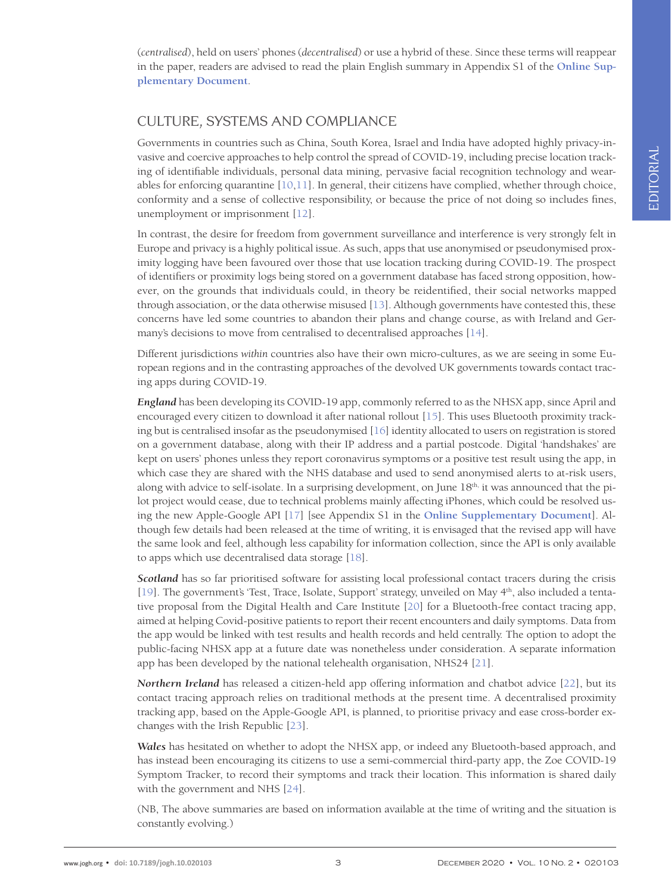(*centralised*), held on users' phones (*decentralised*) or use a hybrid of these. Since these terms will reappear in the paper, readers are advised to read the plain English summary in Appendix S1 of the **Online Supplementary Document**.

## CULTURE, SYSTEMS AND COMPLIANCE

Governments in countries such as China, South Korea, Israel and India have adopted highly privacy-invasive and coercive approaches to help control the spread of COVID-19, including precise location tracking of identifiable individuals, personal data mining, pervasive facial recognition technology and wearables for enforcing quarantine [10,11]. In general, their citizens have complied, whether through choice, conformity and a sense of collective responsibility, or because the price of not doing so includes fines, unemployment or imprisonment [12].

In contrast, the desire for freedom from government surveillance and interference is very strongly felt in Europe and privacy is a highly political issue. As such, apps that use anonymised or pseudonymised proximity logging have been favoured over those that use location tracking during COVID-19. The prospect of identifiers or proximity logs being stored on a government database has faced strong opposition, however, on the grounds that individuals could, in theory be reidentified, their social networks mapped through association, or the data otherwise misused [13]. Although governments have contested this, these concerns have led some countries to abandon their plans and change course, as with Ireland and Germany's decisions to move from centralised to decentralised approaches [14].

Different jurisdictions *within* countries also have their own micro-cultures, as we are seeing in some European regions and in the contrasting approaches of the devolved UK governments towards contact tracing apps during COVID-19.

***England*** has been developing its COVID-19 app, commonly referred to as the NHSX app, since April and encouraged every citizen to download it after national rollout [15]. This uses Bluetooth proximity tracking but is centralised insofar as the pseudonymised [16] identity allocated to users on registration is stored on a government database, along with their IP address and a partial postcode. Digital 'handshakes' are kept on users' phones unless they report coronavirus symptoms or a positive test result using the app, in which case they are shared with the NHS database and used to send anonymised alerts to at-risk users, along with advice to self-isolate. In a surprising development, on June 18th, it was announced that the pilot project would cease, due to technical problems mainly affecting iPhones, which could be resolved using the new Apple-Google API [17] [see Appendix S1 in the **Online Supplementary Document**]. Although few details had been released at the time of writing, it is envisaged that the revised app will have the same look and feel, although less capability for information collection, since the API is only available to apps which use decentralised data storage [18].

***Scotland*** has so far prioritised software for assisting local professional contact tracers during the crisis [19]. The government's 'Test, Trace, Isolate, Support' strategy, unveiled on May 4th, also included a tentative proposal from the Digital Health and Care Institute [20] for a Bluetooth-free contact tracing app, aimed at helping Covid-positive patients to report their recent encounters and daily symptoms. Data from the app would be linked with test results and health records and held centrally. The option to adopt the public-facing NHSX app at a future date was nonetheless under consideration. A separate information app has been developed by the national telehealth organisation, NHS24 [21].

***Northern Ireland*** has released a citizen-held app offering information and chatbot advice [22], but its contact tracing approach relies on traditional methods at the present time. A decentralised proximity tracking app, based on the Apple-Google API, is planned, to prioritise privacy and ease cross-border exchanges with the Irish Republic [23].

***Wales*** has hesitated on whether to adopt the NHSX app, or indeed any Bluetooth-based approach, and has instead been encouraging its citizens to use a semi-commercial third-party app, the Zoe COVID-19 Symptom Tracker, to record their symptoms and track their location. This information is shared daily with the government and NHS [24].

(NB, The above summaries are based on information available at the time of writing and the situation is constantly evolving.)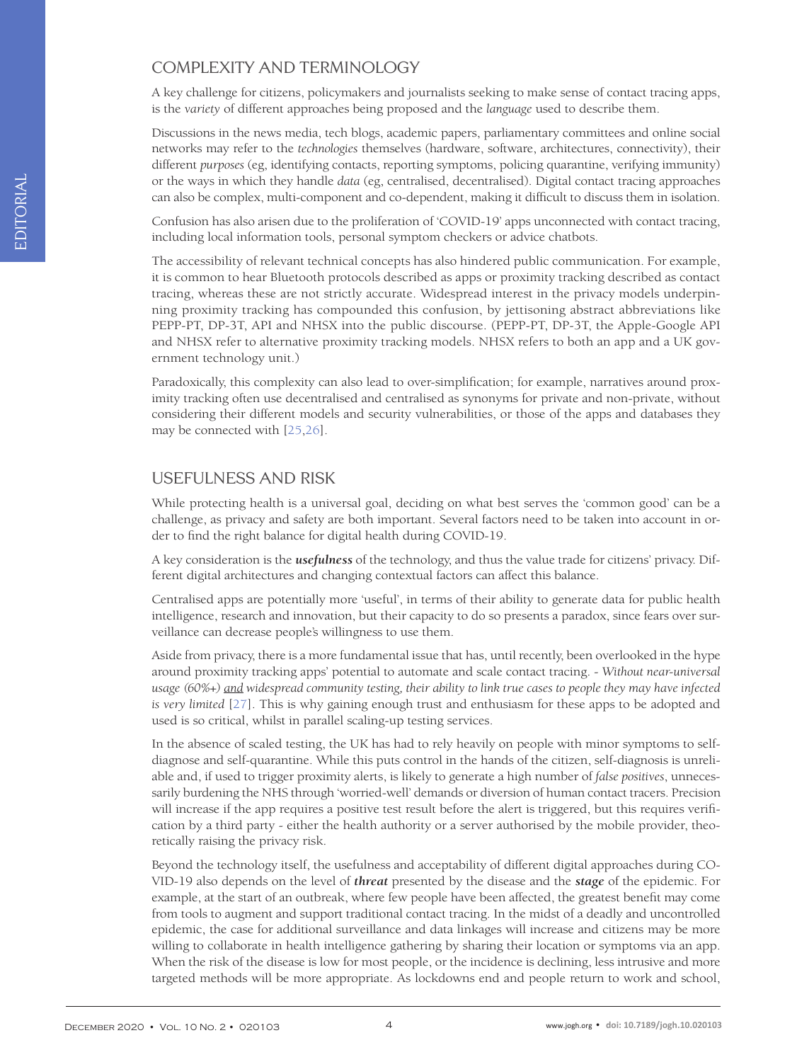## COMPLEXITY AND TERMINOLOGY

A key challenge for citizens, policymakers and journalists seeking to make sense of contact tracing apps, is the *variety* of different approaches being proposed and the *language* used to describe them.

Discussions in the news media, tech blogs, academic papers, parliamentary committees and online social networks may refer to the *technologies* themselves (hardware, software, architectures, connectivity), their different *purposes* (eg, identifying contacts, reporting symptoms, policing quarantine, verifying immunity) or the ways in which they handle *data* (eg, centralised, decentralised). Digital contact tracing approaches can also be complex, multi-component and co-dependent, making it difficult to discuss them in isolation.

Confusion has also arisen due to the proliferation of 'COVID-19' apps unconnected with contact tracing, including local information tools, personal symptom checkers or advice chatbots.

The accessibility of relevant technical concepts has also hindered public communication. For example, it is common to hear Bluetooth protocols described as apps or proximity tracking described as contact tracing, whereas these are not strictly accurate. Widespread interest in the privacy models underpinning proximity tracking has compounded this confusion, by jettisoning abstract abbreviations like PEPP-PT, DP-3T, API and NHSX into the public discourse. (PEPP-PT, DP-3T, the Apple-Google API and NHSX refer to alternative proximity tracking models. NHSX refers to both an app and a UK government technology unit.)

Paradoxically, this complexity can also lead to over-simplification; for example, narratives around proximity tracking often use decentralised and centralised as synonyms for private and non-private, without considering their different models and security vulnerabilities, or those of the apps and databases they may be connected with [25,26].

## USEFULNESS AND RISK

While protecting health is a universal goal, deciding on what best serves the 'common good' can be a challenge, as privacy and safety are both important. Several factors need to be taken into account in order to find the right balance for digital health during COVID-19.

A key consideration is the ***usefulness*** of the technology, and thus the value trade for citizens' privacy. Different digital architectures and changing contextual factors can affect this balance.

Centralised apps are potentially more 'useful', in terms of their ability to generate data for public health intelligence, research and innovation, but their capacity to do so presents a paradox, since fears over surveillance can decrease people's willingness to use them.

Aside from privacy, there is a more fundamental issue that has, until recently, been overlooked in the hype around proximity tracking apps' potential to automate and scale contact tracing. - *Without near-universal usage (60%+) <u>and</u> widespread community testing, their ability to link true cases to people they may have infected is very limited* [27]. This is why gaining enough trust and enthusiasm for these apps to be adopted and used is so critical, whilst in parallel scaling-up testing services.

In the absence of scaled testing, the UK has had to rely heavily on people with minor symptoms to self-diagnose and self-quarantine. While this puts control in the hands of the citizen, self-diagnosis is unreliable and, if used to trigger proximity alerts, is likely to generate a high number of *false positives*, unnecessarily burdening the NHS through 'worried-well' demands or diversion of human contact tracers. Precision will increase if the app requires a positive test result before the alert is triggered, but this requires verification by a third party - either the health authority or a server authorised by the mobile provider, theoretically raising the privacy risk.

Beyond the technology itself, the usefulness and acceptability of different digital approaches during COVID-19 also depends on the level of ***threat*** presented by the disease and the ***stage*** of the epidemic. For example, at the start of an outbreak, where few people have been affected, the greatest benefit may come from tools to augment and support traditional contact tracing. In the midst of a deadly and uncontrolled epidemic, the case for additional surveillance and data linkages will increase and citizens may be more willing to collaborate in health intelligence gathering by sharing their location or symptoms via an app. When the risk of the disease is low for most people, or the incidence is declining, less intrusive and more targeted methods will be more appropriate. As lockdowns end and people return to work and school,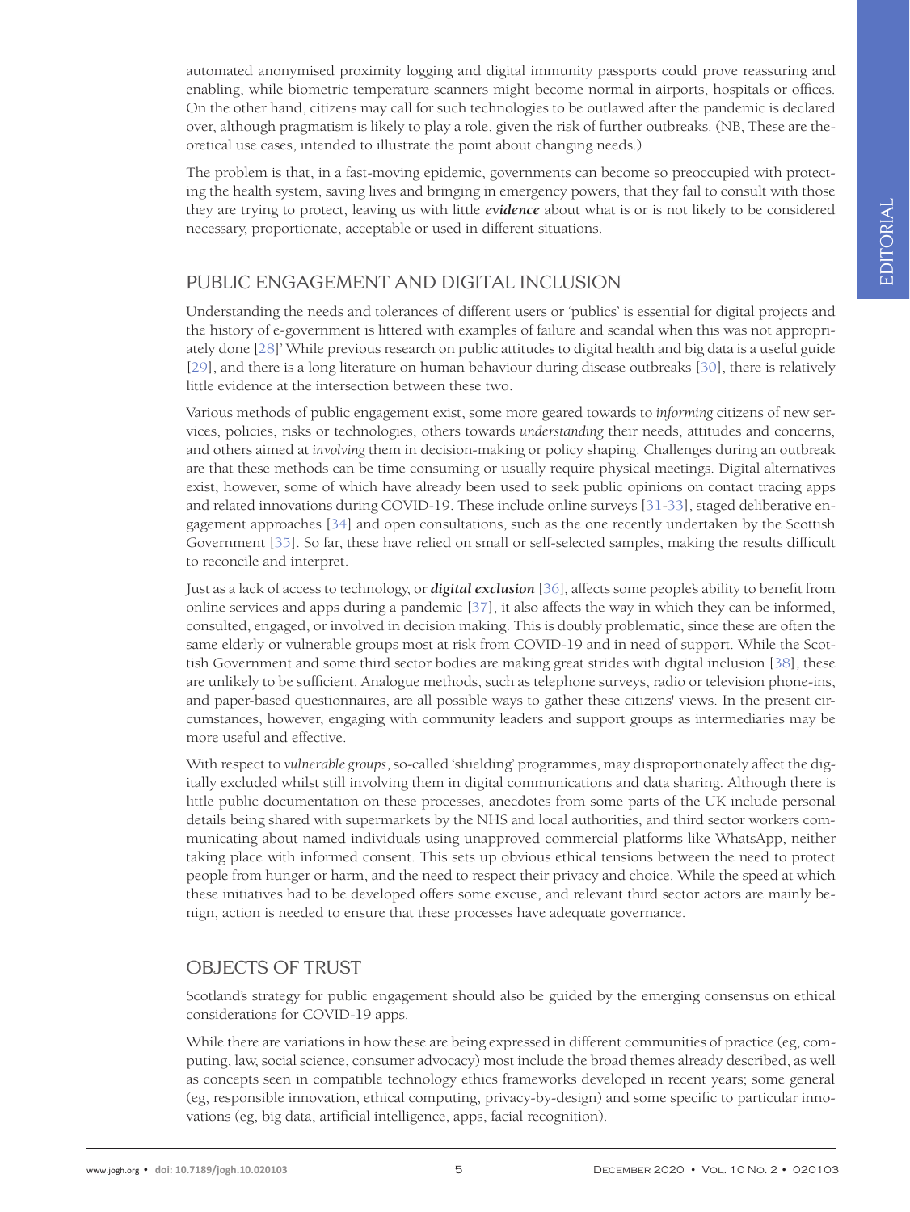automated anonymised proximity logging and digital immunity passports could prove reassuring and enabling, while biometric temperature scanners might become normal in airports, hospitals or offices. On the other hand, citizens may call for such technologies to be outlawed after the pandemic is declared over, although pragmatism is likely to play a role, given the risk of further outbreaks. (NB, These are theoretical use cases, intended to illustrate the point about changing needs.)

The problem is that, in a fast-moving epidemic, governments can become so preoccupied with protecting the health system, saving lives and bringing in emergency powers, that they fail to consult with those they are trying to protect, leaving us with little ***evidence*** about what is or is not likely to be considered necessary, proportionate, acceptable or used in different situations.

## PUBLIC ENGAGEMENT AND DIGITAL INCLUSION

Understanding the needs and tolerances of different users or 'publics' is essential for digital projects and the history of e-government is littered with examples of failure and scandal when this was not appropriately done [28]' While previous research on public attitudes to digital health and big data is a useful guide [29], and there is a long literature on human behaviour during disease outbreaks [30], there is relatively little evidence at the intersection between these two.

Various methods of public engagement exist, some more geared towards to *informing* citizens of new services, policies, risks or technologies, others towards *understanding* their needs, attitudes and concerns, and others aimed at *involving* them in decision-making or policy shaping. Challenges during an outbreak are that these methods can be time consuming or usually require physical meetings. Digital alternatives exist, however, some of which have already been used to seek public opinions on contact tracing apps and related innovations during COVID-19. These include online surveys [31-33], staged deliberative engagement approaches [34] and open consultations, such as the one recently undertaken by the Scottish Government [35]. So far, these have relied on small or self-selected samples, making the results difficult to reconcile and interpret.

Just as a lack of access to technology, or ***digital exclusion*** [36], affects some people's ability to benefit from online services and apps during a pandemic [37], it also affects the way in which they can be informed, consulted, engaged, or involved in decision making. This is doubly problematic, since these are often the same elderly or vulnerable groups most at risk from COVID-19 and in need of support. While the Scottish Government and some third sector bodies are making great strides with digital inclusion [38], these are unlikely to be sufficient. Analogue methods, such as telephone surveys, radio or television phone-ins, and paper-based questionnaires, are all possible ways to gather these citizens' views. In the present circumstances, however, engaging with community leaders and support groups as intermediaries may be more useful and effective.

With respect to *vulnerable groups*, so-called 'shielding' programmes, may disproportionately affect the digitally excluded whilst still involving them in digital communications and data sharing. Although there is little public documentation on these processes, anecdotes from some parts of the UK include personal details being shared with supermarkets by the NHS and local authorities, and third sector workers communicating about named individuals using unapproved commercial platforms like WhatsApp, neither taking place with informed consent. This sets up obvious ethical tensions between the need to protect people from hunger or harm, and the need to respect their privacy and choice. While the speed at which these initiatives had to be developed offers some excuse, and relevant third sector actors are mainly benign, action is needed to ensure that these processes have adequate governance.

## OBJECTS OF TRUST

Scotland's strategy for public engagement should also be guided by the emerging consensus on ethical considerations for COVID-19 apps.

While there are variations in how these are being expressed in different communities of practice (eg, computing, law, social science, consumer advocacy) most include the broad themes already described, as well as concepts seen in compatible technology ethics frameworks developed in recent years; some general (eg, responsible innovation, ethical computing, privacy-by-design) and some specific to particular innovations (eg, big data, artificial intelligence, apps, facial recognition).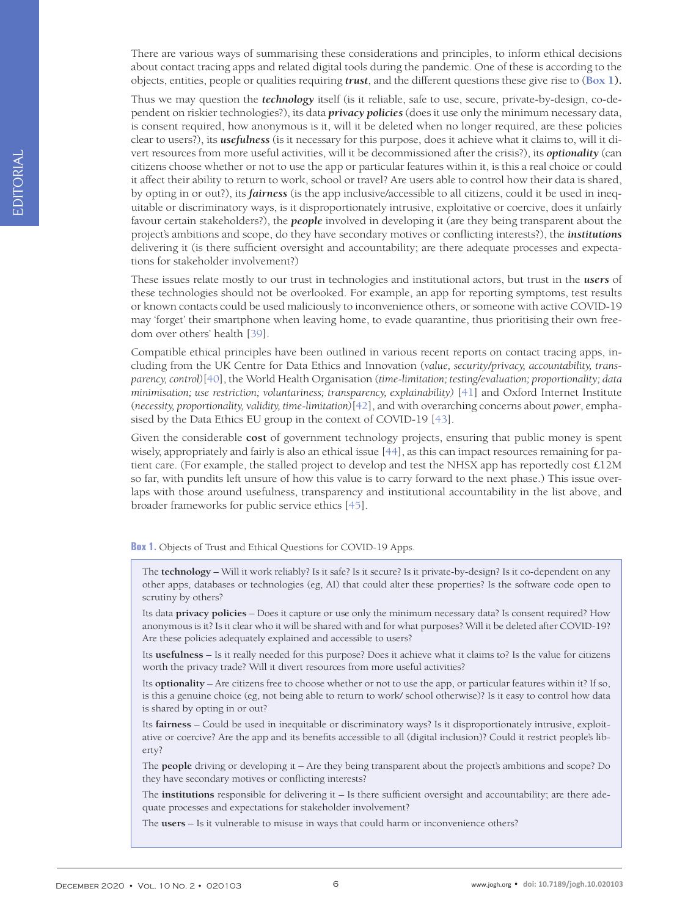There are various ways of summarising these considerations and principles, to inform ethical decisions about contact tracing apps and related digital tools during the pandemic. One of these is according to the objects, entities, people or qualities requiring ***trust***, and the different questions these give rise to (**Box 1**).

Thus we may question the ***technology*** itself (is it reliable, safe to use, secure, private-by-design, co-dependent on riskier technologies?), its data ***privacy policies*** (does it use only the minimum necessary data, is consent required, how anonymous is it, will it be deleted when no longer required, are these policies clear to users?), its ***usefulness*** (is it necessary for this purpose, does it achieve what it claims to, will it divert resources from more useful activities, will it be decommissioned after the crisis?), its ***optionality*** (can citizens choose whether or not to use the app or particular features within it, is this a real choice or could it affect their ability to return to work, school or travel? Are users able to control how their data is shared, by opting in or out?), its ***fairness*** (is the app inclusive/accessible to all citizens, could it be used in inequitable or discriminatory ways, is it disproportionately intrusive, exploitative or coercive, does it unfairly favour certain stakeholders?), the ***people*** involved in developing it (are they being transparent about the project's ambitions and scope, do they have secondary motives or conflicting interests?), the ***institutions*** delivering it (is there sufficient oversight and accountability; are there adequate processes and expectations for stakeholder involvement?)

These issues relate mostly to our trust in technologies and institutional actors, but trust in the ***users*** of these technologies should not be overlooked. For example, an app for reporting symptoms, test results or known contacts could be used maliciously to inconvenience others, or someone with active COVID-19 may 'forget' their smartphone when leaving home, to evade quarantine, thus prioritising their own freedom over others' health [39].

Compatible ethical principles have been outlined in various recent reports on contact tracing apps, including from the UK Centre for Data Ethics and Innovation (*value, security/privacy, accountability, transparency, control*)[40], the World Health Organisation (*time-limitation; testing/evaluation; proportionality; data minimisation; use restriction; voluntariness; transparency, explainability*) [41] and Oxford Internet Institute (*necessity, proportionality, validity, time-limitation*)[42], and with overarching concerns about *power*, emphasised by the Data Ethics EU group in the context of COVID-19 [43].

Given the considerable **cost** of government technology projects, ensuring that public money is spent wisely, appropriately and fairly is also an ethical issue [44], as this can impact resources remaining for patient care. (For example, the stalled project to develop and test the NHSX app has reportedly cost £12M so far, with pundits left unsure of how this value is to carry forward to the next phase.) This issue overlaps with those around usefulness, transparency and institutional accountability in the list above, and broader frameworks for public service ethics [45].

**Box 1.** Objects of Trust and Ethical Questions for COVID-19 Apps.

The **technology** – Will it work reliably? Is it safe? Is it secure? Is it private-by-design? Is it co-dependent on any other apps, databases or technologies (eg, AI) that could alter these properties? Is the software code open to scrutiny by others?

Its data **privacy policies** – Does it capture or use only the minimum necessary data? Is consent required? How anonymous is it? Is it clear who it will be shared with and for what purposes? Will it be deleted after COVID-19? Are these policies adequately explained and accessible to users?

Its **usefulness** – Is it really needed for this purpose? Does it achieve what it claims to? Is the value for citizens worth the privacy trade? Will it divert resources from more useful activities?

Its **optionality** – Are citizens free to choose whether or not to use the app, or particular features within it? If so, is this a genuine choice (eg, not being able to return to work/ school otherwise)? Is it easy to control how data is shared by opting in or out?

Its **fairness** – Could be used in inequitable or discriminatory ways? Is it disproportionately intrusive, exploitative or coercive? Are the app and its benefits accessible to all (digital inclusion)? Could it restrict people's liberty?

The **people** driving or developing it – Are they being transparent about the project's ambitions and scope? Do they have secondary motives or conflicting interests?

The **institutions** responsible for delivering it – Is there sufficient oversight and accountability; are there adequate processes and expectations for stakeholder involvement?

The **users** – Is it vulnerable to misuse in ways that could harm or inconvenience others?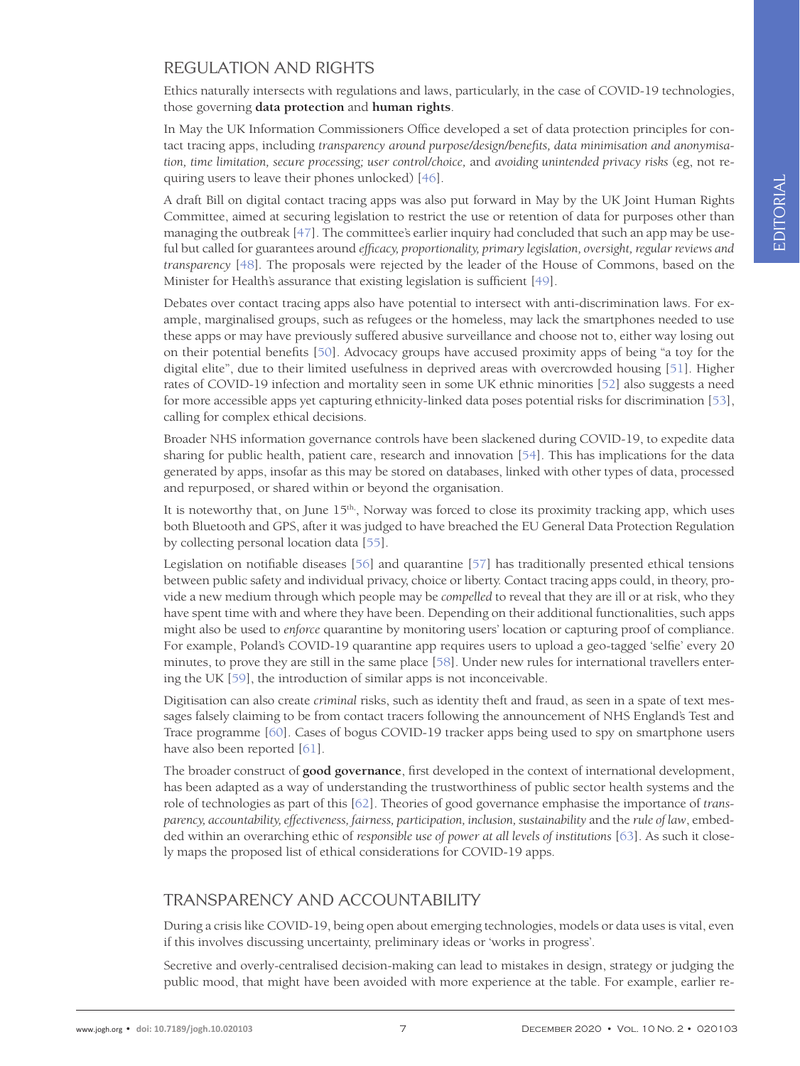## REGULATION AND RIGHTS

Ethics naturally intersects with regulations and laws, particularly, in the case of COVID-19 technologies, those governing **data protection** and **human rights**.

In May the UK Information Commissioners Office developed a set of data protection principles for contact tracing apps, including *transparency around purpose/design/benefits, data minimisation and anonymisation, time limitation, secure processing; user control/choice,* and *avoiding unintended privacy risks* (eg, not requiring users to leave their phones unlocked) [46].

A draft Bill on digital contact tracing apps was also put forward in May by the UK Joint Human Rights Committee, aimed at securing legislation to restrict the use or retention of data for purposes other than managing the outbreak [47]. The committee's earlier inquiry had concluded that such an app may be useful but called for guarantees around *efficacy, proportionality, primary legislation, oversight, regular reviews and transparency* [48]. The proposals were rejected by the leader of the House of Commons, based on the Minister for Health's assurance that existing legislation is sufficient [49].

Debates over contact tracing apps also have potential to intersect with anti-discrimination laws. For example, marginalised groups, such as refugees or the homeless, may lack the smartphones needed to use these apps or may have previously suffered abusive surveillance and choose not to, either way losing out on their potential benefits [50]. Advocacy groups have accused proximity apps of being "a toy for the digital elite", due to their limited usefulness in deprived areas with overcrowded housing [51]. Higher rates of COVID-19 infection and mortality seen in some UK ethnic minorities [52] also suggests a need for more accessible apps yet capturing ethnicity-linked data poses potential risks for discrimination [53], calling for complex ethical decisions.

Broader NHS information governance controls have been slackened during COVID-19, to expedite data sharing for public health, patient care, research and innovation [54]. This has implications for the data generated by apps, insofar as this may be stored on databases, linked with other types of data, processed and repurposed, or shared within or beyond the organisation.

It is noteworthy that, on June 15th., Norway was forced to close its proximity tracking app, which uses both Bluetooth and GPS, after it was judged to have breached the EU General Data Protection Regulation by collecting personal location data [55].

Legislation on notifiable diseases [56] and quarantine [57] has traditionally presented ethical tensions between public safety and individual privacy, choice or liberty. Contact tracing apps could, in theory, provide a new medium through which people may be *compelled* to reveal that they are ill or at risk, who they have spent time with and where they have been. Depending on their additional functionalities, such apps might also be used to *enforce* quarantine by monitoring users' location or capturing proof of compliance. For example, Poland's COVID-19 quarantine app requires users to upload a geo-tagged 'selfie' every 20 minutes, to prove they are still in the same place [58]. Under new rules for international travellers entering the UK [59], the introduction of similar apps is not inconceivable.

Digitisation can also create *criminal* risks, such as identity theft and fraud, as seen in a spate of text messages falsely claiming to be from contact tracers following the announcement of NHS England's Test and Trace programme [60]. Cases of bogus COVID-19 tracker apps being used to spy on smartphone users have also been reported [61].

The broader construct of **good governance**, first developed in the context of international development, has been adapted as a way of understanding the trustworthiness of public sector health systems and the role of technologies as part of this [62]. Theories of good governance emphasise the importance of *transparency, accountability, effectiveness, fairness, participation, inclusion, sustainability* and the *rule of law*, embedded within an overarching ethic of *responsible use of power at all levels of institutions* [63]. As such it closely maps the proposed list of ethical considerations for COVID-19 apps.

## TRANSPARENCY AND ACCOUNTABILITY

During a crisis like COVID-19, being open about emerging technologies, models or data uses is vital, even if this involves discussing uncertainty, preliminary ideas or 'works in progress'.

Secretive and overly-centralised decision-making can lead to mistakes in design, strategy or judging the public mood, that might have been avoided with more experience at the table. For example, earlier re-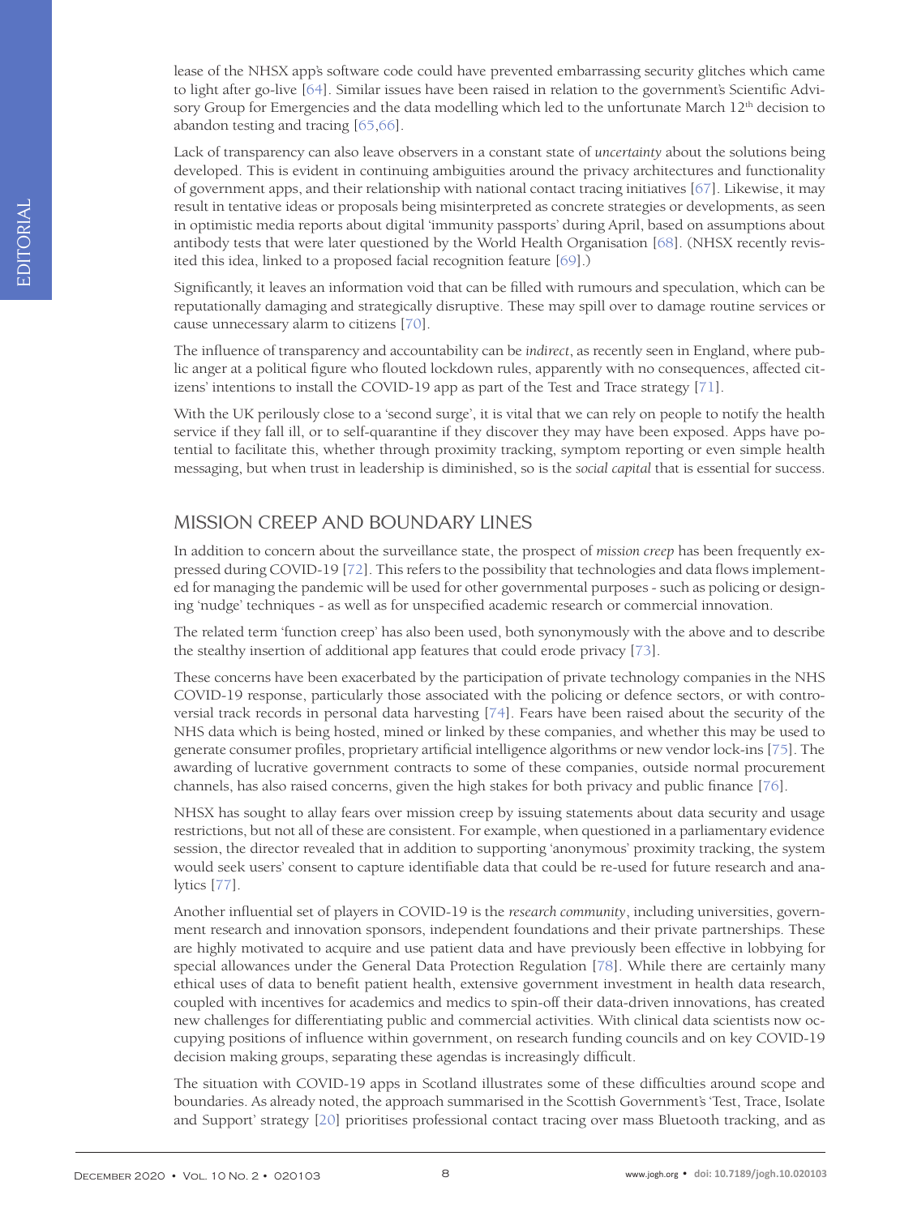lease of the NHSX app's software code could have prevented embarrassing security glitches which came to light after go-live [64]. Similar issues have been raised in relation to the government's Scientific Advisory Group for Emergencies and the data modelling which led to the unfortunate March 12th decision to abandon testing and tracing [65,66].

Lack of transparency can also leave observers in a constant state of *uncertainty* about the solutions being developed. This is evident in continuing ambiguities around the privacy architectures and functionality of government apps, and their relationship with national contact tracing initiatives [67]. Likewise, it may result in tentative ideas or proposals being misinterpreted as concrete strategies or developments, as seen in optimistic media reports about digital 'immunity passports' during April, based on assumptions about antibody tests that were later questioned by the World Health Organisation [68]. (NHSX recently revisited this idea, linked to a proposed facial recognition feature [69].)

Significantly, it leaves an information void that can be filled with rumours and speculation, which can be reputationally damaging and strategically disruptive. These may spill over to damage routine services or cause unnecessary alarm to citizens [70].

The influence of transparency and accountability can be *indirect*, as recently seen in England, where public anger at a political figure who flouted lockdown rules, apparently with no consequences, affected citizens' intentions to install the COVID-19 app as part of the Test and Trace strategy [71].

With the UK perilously close to a 'second surge', it is vital that we can rely on people to notify the health service if they fall ill, or to self-quarantine if they discover they may have been exposed. Apps have potential to facilitate this, whether through proximity tracking, symptom reporting or even simple health messaging, but when trust in leadership is diminished, so is the *social capital* that is essential for success.

## MISSION CREEP AND BOUNDARY LINES

In addition to concern about the surveillance state, the prospect of *mission creep* has been frequently expressed during COVID-19 [72]. This refers to the possibility that technologies and data flows implemented for managing the pandemic will be used for other governmental purposes - such as policing or designing 'nudge' techniques - as well as for unspecified academic research or commercial innovation.

The related term 'function creep' has also been used, both synonymously with the above and to describe the stealthy insertion of additional app features that could erode privacy [73].

These concerns have been exacerbated by the participation of private technology companies in the NHS COVID-19 response, particularly those associated with the policing or defence sectors, or with controversial track records in personal data harvesting [74]. Fears have been raised about the security of the NHS data which is being hosted, mined or linked by these companies, and whether this may be used to generate consumer profiles, proprietary artificial intelligence algorithms or new vendor lock-ins [75]. The awarding of lucrative government contracts to some of these companies, outside normal procurement channels, has also raised concerns, given the high stakes for both privacy and public finance [76].

NHSX has sought to allay fears over mission creep by issuing statements about data security and usage restrictions, but not all of these are consistent. For example, when questioned in a parliamentary evidence session, the director revealed that in addition to supporting 'anonymous' proximity tracking, the system would seek users' consent to capture identifiable data that could be re-used for future research and analytics [77].

Another influential set of players in COVID-19 is the *research community*, including universities, government research and innovation sponsors, independent foundations and their private partnerships. These are highly motivated to acquire and use patient data and have previously been effective in lobbying for special allowances under the General Data Protection Regulation [78]. While there are certainly many ethical uses of data to benefit patient health, extensive government investment in health data research, coupled with incentives for academics and medics to spin-off their data-driven innovations, has created new challenges for differentiating public and commercial activities. With clinical data scientists now occupying positions of influence within government, on research funding councils and on key COVID-19 decision making groups, separating these agendas is increasingly difficult.

The situation with COVID-19 apps in Scotland illustrates some of these difficulties around scope and boundaries. As already noted, the approach summarised in the Scottish Government's 'Test, Trace, Isolate and Support' strategy [20] prioritises professional contact tracing over mass Bluetooth tracking, and as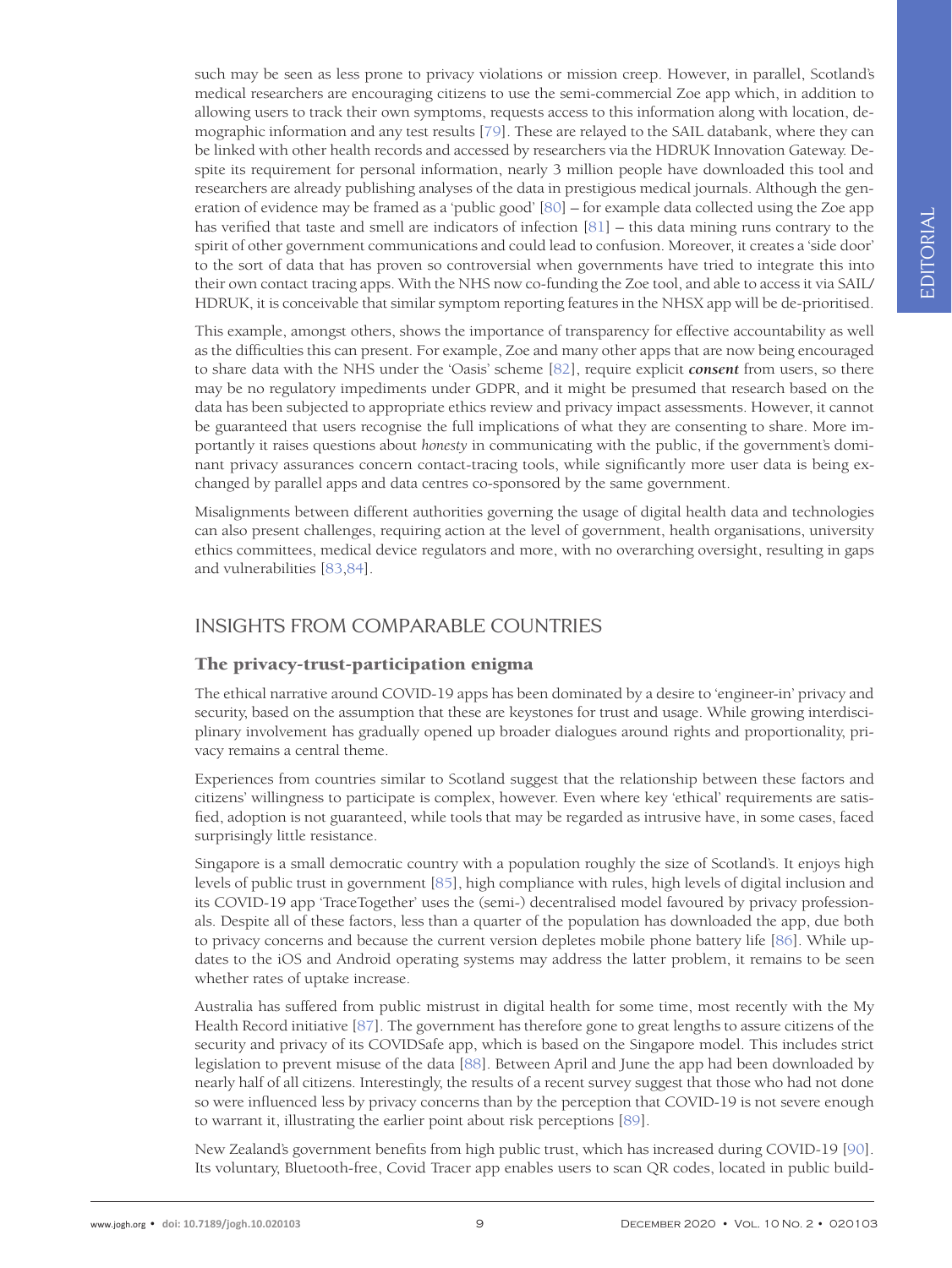such may be seen as less prone to privacy violations or mission creep. However, in parallel, Scotland's medical researchers are encouraging citizens to use the semi-commercial Zoe app which, in addition to allowing users to track their own symptoms, requests access to this information along with location, demographic information and any test results [79]. These are relayed to the SAIL databank, where they can be linked with other health records and accessed by researchers via the HDRUK Innovation Gateway. Despite its requirement for personal information, nearly 3 million people have downloaded this tool and researchers are already publishing analyses of the data in prestigious medical journals. Although the generation of evidence may be framed as a 'public good' [80] – for example data collected using the Zoe app has verified that taste and smell are indicators of infection [81] – this data mining runs contrary to the spirit of other government communications and could lead to confusion. Moreover, it creates a 'side door' to the sort of data that has proven so controversial when governments have tried to integrate this into their own contact tracing apps. With the NHS now co-funding the Zoe tool, and able to access it via SAIL/HDRUK, it is conceivable that similar symptom reporting features in the NHSX app will be de-prioritised.

This example, amongst others, shows the importance of transparency for effective accountability as well as the difficulties this can present. For example, Zoe and many other apps that are now being encouraged to share data with the NHS under the 'Oasis' scheme [82], require explicit ***consent*** from users, so there may be no regulatory impediments under GDPR, and it might be presumed that research based on the data has been subjected to appropriate ethics review and privacy impact assessments. However, it cannot be guaranteed that users recognise the full implications of what they are consenting to share. More importantly it raises questions about *honesty* in communicating with the public, if the government's dominant privacy assurances concern contact-tracing tools, while significantly more user data is being exchanged by parallel apps and data centres co-sponsored by the same government.

Misalignments between different authorities governing the usage of digital health data and technologies can also present challenges, requiring action at the level of government, health organisations, university ethics committees, medical device regulators and more, with no overarching oversight, resulting in gaps and vulnerabilities [83,84].

## INSIGHTS FROM COMPARABLE COUNTRIES

### The privacy-trust-participation enigma

The ethical narrative around COVID-19 apps has been dominated by a desire to 'engineer-in' privacy and security, based on the assumption that these are keystones for trust and usage. While growing interdisciplinary involvement has gradually opened up broader dialogues around rights and proportionality, privacy remains a central theme.

Experiences from countries similar to Scotland suggest that the relationship between these factors and citizens' willingness to participate is complex, however. Even where key 'ethical' requirements are satisfied, adoption is not guaranteed, while tools that may be regarded as intrusive have, in some cases, faced surprisingly little resistance.

Singapore is a small democratic country with a population roughly the size of Scotland's. It enjoys high levels of public trust in government [85], high compliance with rules, high levels of digital inclusion and its COVID-19 app 'TraceTogether' uses the (semi-) decentralised model favoured by privacy professionals. Despite all of these factors, less than a quarter of the population has downloaded the app, due both to privacy concerns and because the current version depletes mobile phone battery life [86]. While updates to the iOS and Android operating systems may address the latter problem, it remains to be seen whether rates of uptake increase.

Australia has suffered from public mistrust in digital health for some time, most recently with the My Health Record initiative [87]. The government has therefore gone to great lengths to assure citizens of the security and privacy of its COVIDSafe app, which is based on the Singapore model. This includes strict legislation to prevent misuse of the data [88]. Between April and June the app had been downloaded by nearly half of all citizens. Interestingly, the results of a recent survey suggest that those who had not done so were influenced less by privacy concerns than by the perception that COVID-19 is not severe enough to warrant it, illustrating the earlier point about risk perceptions [89].

New Zealand's government benefits from high public trust, which has increased during COVID-19 [90]. Its voluntary, Bluetooth-free, Covid Tracer app enables users to scan QR codes, located in public build-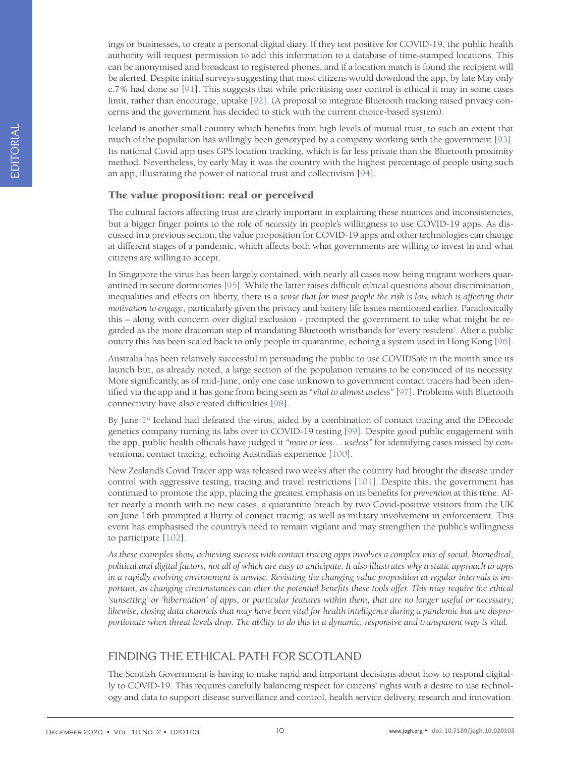ings or businesses, to create a personal digital diary. If they test positive for COVID-19, the public health authority will request permission to add this information to a database of time-stamped locations. This can be anonymised and broadcast to registered phones, and if a location match is found the recipient will be alerted. Despite initial surveys suggesting that most citizens would download the app, by late May only c.7% had done so [91]. This suggests that while prioritising user control is ethical it may in some cases limit, rather than encourage, uptake [92]. (A proposal to integrate Bluetooth tracking raised privacy concerns and the government has decided to stick with the current choice-based system).

Iceland is another small country which benefits from high levels of mutual trust, to such an extent that much of the population has willingly been genotyped by a company working with the government [93]. Its national Covid app uses GPS location tracking, which is far less private than the Bluetooth proximity method. Nevertheless, by early May it was the country with the highest percentage of people using such an app, illustrating the power of national trust and collectivism [94].

### The value proposition: real or perceived

The cultural factors affecting trust are clearly important in explaining these nuances and inconsistencies, but a bigger finger points to the role of *necessity* in people's willingness to use COVID-19 apps. As discussed in a previous section, the value proposition for COVID-19 apps and other technologies can change at different stages of a pandemic, which affects both what governments are willing to invest in and what citizens are willing to accept.

In Singapore the virus has been largely contained, with nearly all cases now being migrant workers quarantined in secure dormitories [95]. While the latter raises difficult ethical questions about discrimination, inequalities and effects on liberty, there is a *sense that for most people the risk is low, which is affecting their motivation to engage*, particularly given the privacy and battery life issues mentioned earlier. Paradoxically this – along with concern over digital exclusion - prompted the government to take what might be regarded as the more draconian step of mandating Bluetooth wristbands for 'every resident'. After a public outcry this has been scaled back to only people in quarantine, echoing a system used in Hong Kong [96].

Australia has been relatively successful in persuading the public to use COVIDSafe in the month since its launch but, as already noted, a large section of the population remains to be convinced of its necessity. More significantly, as of mid-June, only one case unknown to government contact tracers had been identified via the app and it has gone from being seen as "*vital to almost useless*" [97]. Problems with Bluetooth connectivity have also created difficulties [98].

By June 1st Iceland had defeated the virus, aided by a combination of contact tracing and the DEecode genetics company turning its labs over to COVID-19 testing [99]. Despite good public engagement with the app, public health officials have judged it *"more or less… useless"* for identifying cases missed by conventional contact tracing, echoing Australia's experience [100].

New Zealand's Covid Tracer app was released two weeks after the country had brought the disease under control with aggressive testing, tracing and travel restrictions [101]. Despite this, the government has continued to promote the app, placing the greatest emphasis on its benefits for *prevention* at this time. After nearly a month with no new cases, a quarantine breach by two Covid-positive visitors from the UK on June 16th prompted a flurry of contact tracing, as well as military involvement in enforcement. This event has emphasised the country's need to remain vigilant and may strengthen the public's willingness to participate [102].

*As these examples show, achieving success with contact tracing apps involves a complex mix of social, biomedical, political and digital factors, not all of which are easy to anticipate. It also illustrates why a static approach to apps in a rapidly evolving environment is unwise. Revisiting the changing value proposition at regular intervals is important, as changing circumstances can alter the potential benefits these tools offer. This may require the ethical 'sunsetting' or 'hibernation' of apps, or particular features within them, that are no longer useful or necessary; likewise, closing data channels that may have been vital for health intelligence during a pandemic but are disproportionate when threat levels drop. The ability to do this in a dynamic, responsive and transparent way is vital.*

## FINDING THE ETHICAL PATH FOR SCOTLAND

The Scottish Government is having to make rapid and important decisions about how to respond digitally to COVID-19. This requires carefully balancing respect for citizens' rights with a desire to use technology and data to support disease surveillance and control, health service delivery, research and innovation.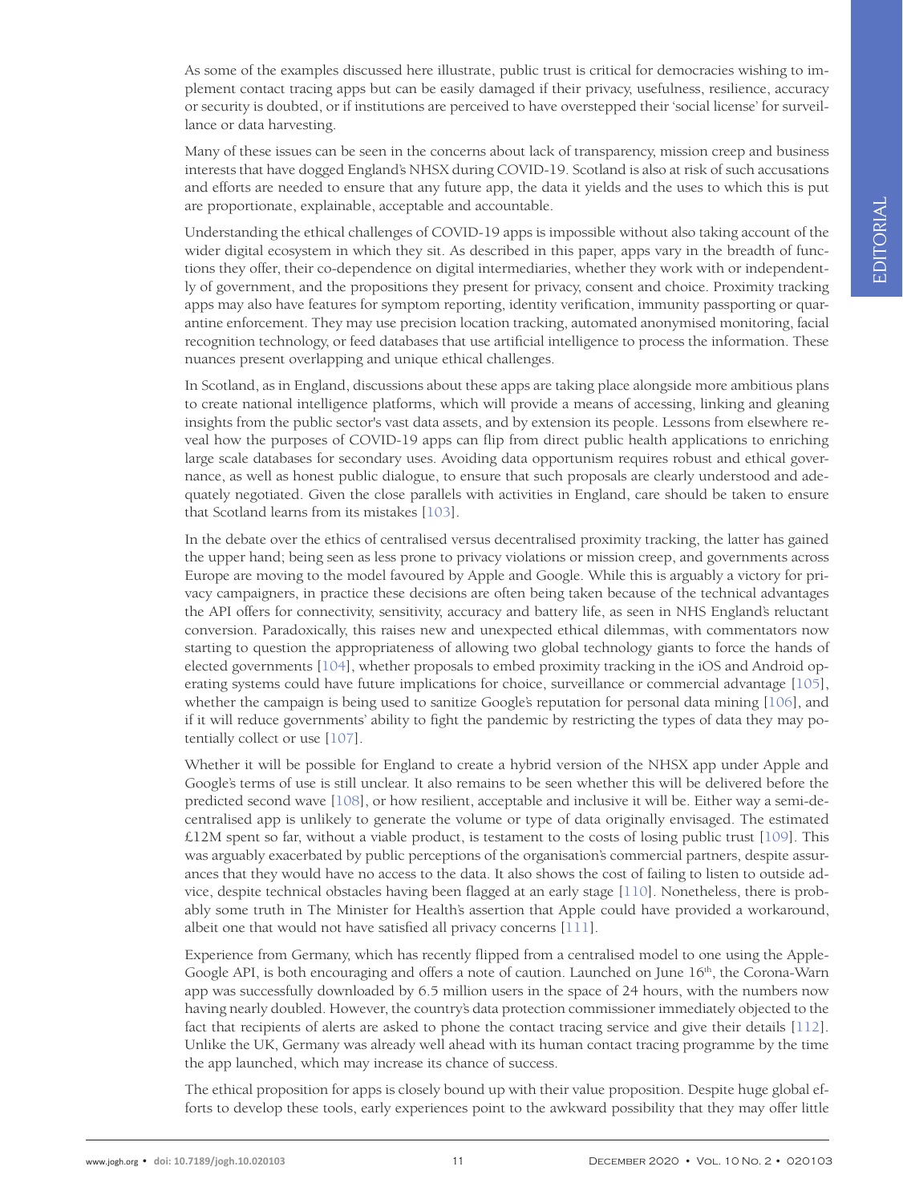As some of the examples discussed here illustrate, public trust is critical for democracies wishing to implement contact tracing apps but can be easily damaged if their privacy, usefulness, resilience, accuracy or security is doubted, or if institutions are perceived to have overstepped their 'social license' for surveillance or data harvesting.

Many of these issues can be seen in the concerns about lack of transparency, mission creep and business interests that have dogged England's NHSX during COVID-19. Scotland is also at risk of such accusations and efforts are needed to ensure that any future app, the data it yields and the uses to which this is put are proportionate, explainable, acceptable and accountable.

Understanding the ethical challenges of COVID-19 apps is impossible without also taking account of the wider digital ecosystem in which they sit. As described in this paper, apps vary in the breadth of functions they offer, their co-dependence on digital intermediaries, whether they work with or independently of government, and the propositions they present for privacy, consent and choice. Proximity tracking apps may also have features for symptom reporting, identity verification, immunity passporting or quarantine enforcement. They may use precision location tracking, automated anonymised monitoring, facial recognition technology, or feed databases that use artificial intelligence to process the information. These nuances present overlapping and unique ethical challenges.

In Scotland, as in England, discussions about these apps are taking place alongside more ambitious plans to create national intelligence platforms, which will provide a means of accessing, linking and gleaning insights from the public sector's vast data assets, and by extension its people. Lessons from elsewhere reveal how the purposes of COVID-19 apps can flip from direct public health applications to enriching large scale databases for secondary uses. Avoiding data opportunism requires robust and ethical governance, as well as honest public dialogue, to ensure that such proposals are clearly understood and adequately negotiated. Given the close parallels with activities in England, care should be taken to ensure that Scotland learns from its mistakes [103].

In the debate over the ethics of centralised versus decentralised proximity tracking, the latter has gained the upper hand; being seen as less prone to privacy violations or mission creep, and governments across Europe are moving to the model favoured by Apple and Google. While this is arguably a victory for privacy campaigners, in practice these decisions are often being taken because of the technical advantages the API offers for connectivity, sensitivity, accuracy and battery life, as seen in NHS England's reluctant conversion. Paradoxically, this raises new and unexpected ethical dilemmas, with commentators now starting to question the appropriateness of allowing two global technology giants to force the hands of elected governments [104], whether proposals to embed proximity tracking in the iOS and Android operating systems could have future implications for choice, surveillance or commercial advantage [105], whether the campaign is being used to sanitize Google's reputation for personal data mining [106], and if it will reduce governments' ability to fight the pandemic by restricting the types of data they may potentially collect or use [107].

Whether it will be possible for England to create a hybrid version of the NHSX app under Apple and Google's terms of use is still unclear. It also remains to be seen whether this will be delivered before the predicted second wave [108], or how resilient, acceptable and inclusive it will be. Either way a semi-decentralised app is unlikely to generate the volume or type of data originally envisaged. The estimated £12M spent so far, without a viable product, is testament to the costs of losing public trust [109]. This was arguably exacerbated by public perceptions of the organisation's commercial partners, despite assurances that they would have no access to the data. It also shows the cost of failing to listen to outside advice, despite technical obstacles having been flagged at an early stage [110]. Nonetheless, there is probably some truth in The Minister for Health's assertion that Apple could have provided a workaround, albeit one that would not have satisfied all privacy concerns [111].

Experience from Germany, which has recently flipped from a centralised model to one using the Apple-Google API, is both encouraging and offers a note of caution. Launched on June 16th, the Corona-Warn app was successfully downloaded by 6.5 million users in the space of 24 hours, with the numbers now having nearly doubled. However, the country's data protection commissioner immediately objected to the fact that recipients of alerts are asked to phone the contact tracing service and give their details [112]. Unlike the UK, Germany was already well ahead with its human contact tracing programme by the time the app launched, which may increase its chance of success.

The ethical proposition for apps is closely bound up with their value proposition. Despite huge global efforts to develop these tools, early experiences point to the awkward possibility that they may offer little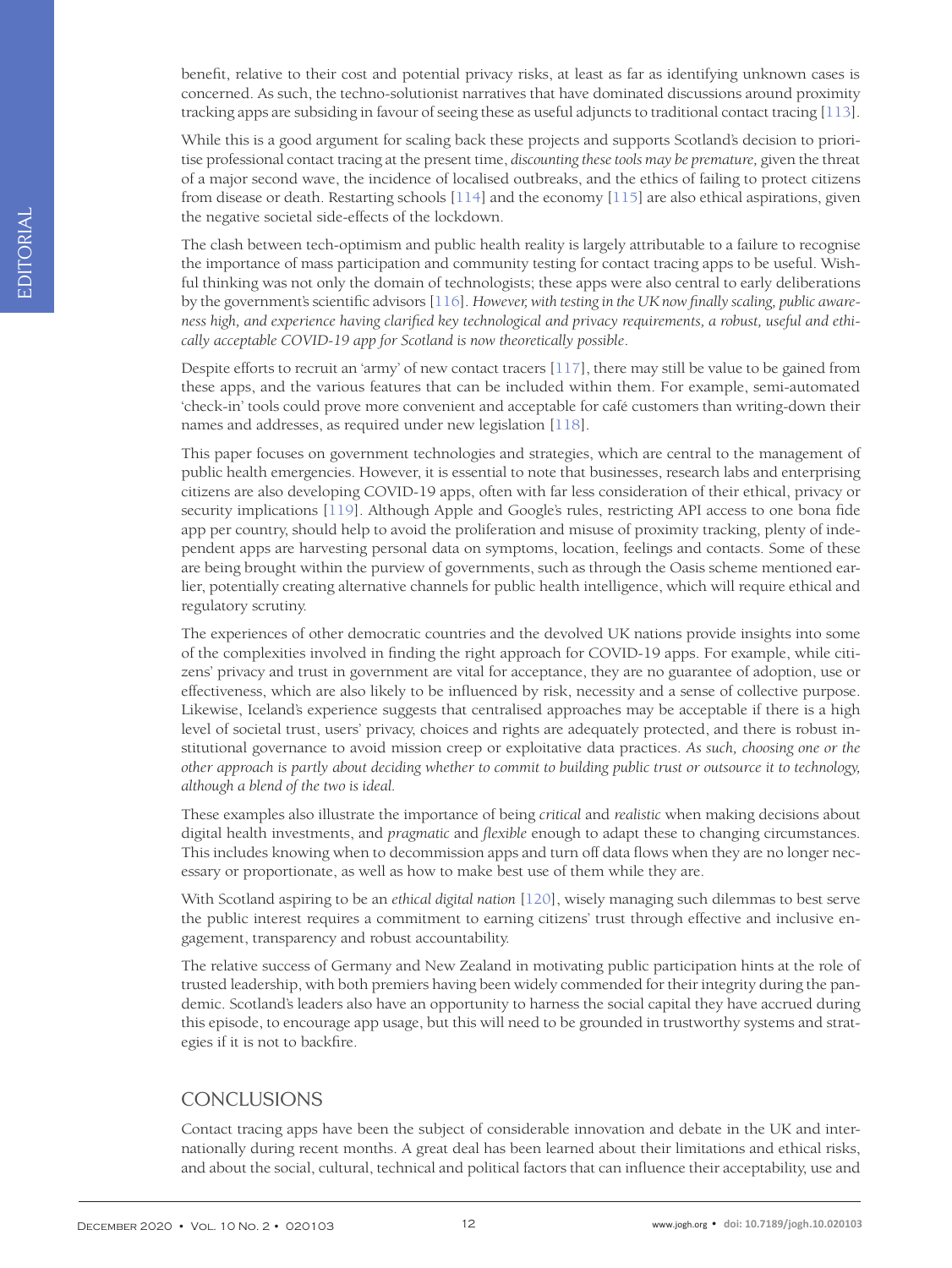benefit, relative to their cost and potential privacy risks, at least as far as identifying unknown cases is concerned. As such, the techno-solutionist narratives that have dominated discussions around proximity tracking apps are subsiding in favour of seeing these as useful adjuncts to traditional contact tracing [113].

While this is a good argument for scaling back these projects and supports Scotland's decision to prioritise professional contact tracing at the present time, *discounting these tools may be premature,* given the threat of a major second wave, the incidence of localised outbreaks, and the ethics of failing to protect citizens from disease or death. Restarting schools [114] and the economy [115] are also ethical aspirations, given the negative societal side-effects of the lockdown.

The clash between tech-optimism and public health reality is largely attributable to a failure to recognise the importance of mass participation and community testing for contact tracing apps to be useful. Wishful thinking was not only the domain of technologists; these apps were also central to early deliberations by the government's scientific advisors [116]. *However, with testing in the UK now finally scaling, public awareness high, and experience having clarified key technological and privacy requirements, a robust, useful and ethically acceptable COVID-19 app for Scotland is now theoretically possible*.

Despite efforts to recruit an 'army' of new contact tracers [117], there may still be value to be gained from these apps, and the various features that can be included within them. For example, semi-automated 'check-in' tools could prove more convenient and acceptable for café customers than writing-down their names and addresses, as required under new legislation [118].

This paper focuses on government technologies and strategies, which are central to the management of public health emergencies. However, it is essential to note that businesses, research labs and enterprising citizens are also developing COVID-19 apps, often with far less consideration of their ethical, privacy or security implications [119]. Although Apple and Google's rules, restricting API access to one bona fide app per country, should help to avoid the proliferation and misuse of proximity tracking, plenty of independent apps are harvesting personal data on symptoms, location, feelings and contacts. Some of these are being brought within the purview of governments, such as through the Oasis scheme mentioned earlier, potentially creating alternative channels for public health intelligence, which will require ethical and regulatory scrutiny.

The experiences of other democratic countries and the devolved UK nations provide insights into some of the complexities involved in finding the right approach for COVID-19 apps. For example, while citizens' privacy and trust in government are vital for acceptance, they are no guarantee of adoption, use or effectiveness, which are also likely to be influenced by risk, necessity and a sense of collective purpose. Likewise, Iceland's experience suggests that centralised approaches may be acceptable if there is a high level of societal trust, users' privacy, choices and rights are adequately protected, and there is robust institutional governance to avoid mission creep or exploitative data practices. *As such, choosing one or the other approach is partly about deciding whether to commit to building public trust or outsource it to technology, although a blend of the two is ideal.*

These examples also illustrate the importance of being *critical* and *realistic* when making decisions about digital health investments, and *pragmatic* and *flexible* enough to adapt these to changing circumstances. This includes knowing when to decommission apps and turn off data flows when they are no longer necessary or proportionate, as well as how to make best use of them while they are.

With Scotland aspiring to be an *ethical digital nation* [120], wisely managing such dilemmas to best serve the public interest requires a commitment to earning citizens' trust through effective and inclusive engagement, transparency and robust accountability.

The relative success of Germany and New Zealand in motivating public participation hints at the role of trusted leadership, with both premiers having been widely commended for their integrity during the pandemic. Scotland's leaders also have an opportunity to harness the social capital they have accrued during this episode, to encourage app usage, but this will need to be grounded in trustworthy systems and strategies if it is not to backfire.

## CONCLUSIONS

Contact tracing apps have been the subject of considerable innovation and debate in the UK and internationally during recent months. A great deal has been learned about their limitations and ethical risks, and about the social, cultural, technical and political factors that can influence their acceptability, use and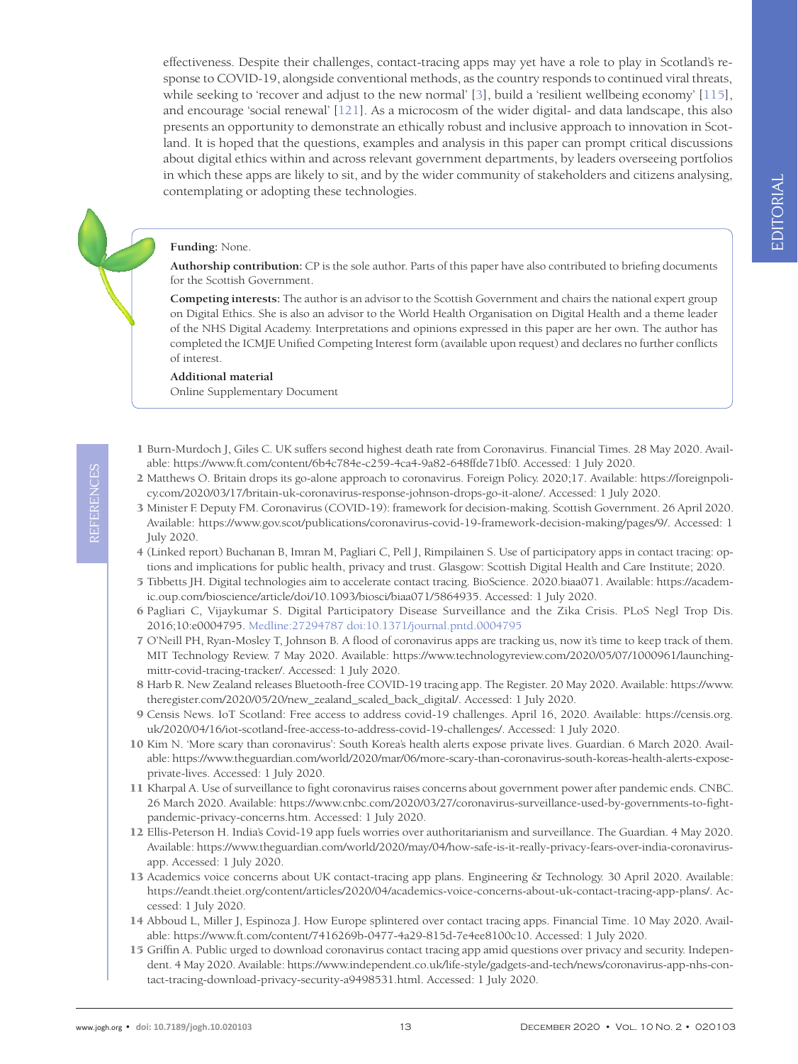effectiveness. Despite their challenges, contact-tracing apps may yet have a role to play in Scotland's response to COVID-19, alongside conventional methods, as the country responds to continued viral threats, while seeking to 'recover and adjust to the new normal' [3], build a 'resilient wellbeing economy' [115], and encourage 'social renewal' [121]. As a microcosm of the wider digital- and data landscape, this also presents an opportunity to demonstrate an ethically robust and inclusive approach to innovation in Scotland. It is hoped that the questions, examples and analysis in this paper can prompt critical discussions about digital ethics within and across relevant government departments, by leaders overseeing portfolios in which these apps are likely to sit, and by the wider community of stakeholders and citizens analysing, contemplating or adopting these technologies.

**Funding:** None.

**Authorship contribution:** CP is the sole author. Parts of this paper have also contributed to briefing documents for the Scottish Government.

**Competing interests:** The author is an advisor to the Scottish Government and chairs the national expert group on Digital Ethics. She is also an advisor to the World Health Organisation on Digital Health and a theme leader of the NHS Digital Academy. Interpretations and opinions expressed in this paper are her own. The author has completed the ICMJE Unified Competing Interest form (available upon request) and declares no further conflicts of interest.

**Additional material**

Online Supplementary Document

## REFERENCES

1 Burn-Murdoch J, Giles C. UK suffers second highest death rate from Coronavirus. Financial Times. 28 May 2020. Available: https://www.ft.com/content/6b4c784e-c259-4ca4-9a82-648ffde71bf0. Accessed: 1 July 2020.

2 Matthews O. Britain drops its go-alone approach to coronavirus. Foreign Policy. 2020;17. Available: https://foreignpolicy.com/2020/03/17/britain-uk-coronavirus-response-johnson-drops-go-it-alone/. Accessed: 1 July 2020.

3 Minister F. Deputy FM. Coronavirus (COVID-19): framework for decision-making. Scottish Government. 26 April 2020. Available: https://www.gov.scot/publications/coronavirus-covid-19-framework-decision-making/pages/9/. Accessed: 1 July 2020.

4 (Linked report) Buchanan B, Imran M, Pagliari C, Pell J, Rimpilainen S. Use of participatory apps in contact tracing: options and implications for public health, privacy and trust. Glasgow: Scottish Digital Health and Care Institute; 2020.

5 Tibbetts JH. Digital technologies aim to accelerate contact tracing. BioScience. 2020.biaa071. Available: https://academic.oup.com/bioscience/article/doi/10.1093/biosci/biaa071/5864935. Accessed: 1 July 2020.

6 Pagliari C, Vijaykumar S. Digital Participatory Disease Surveillance and the Zika Crisis. PLoS Negl Trop Dis. 2016;10:e0004795. Medline:27294787 doi:10.1371/journal.pntd.0004795

7 O'Neill PH, Ryan-Mosley T, Johnson B. A flood of coronavirus apps are tracking us, now it's time to keep track of them. MIT Technology Review. 7 May 2020. Available: https://www.technologyreview.com/2020/05/07/1000961/launching-mittr-covid-tracing-tracker/. Accessed: 1 July 2020.

8 Harb R. New Zealand releases Bluetooth-free COVID-19 tracing app. The Register. 20 May 2020. Available: https://www.theregister.com/2020/05/20/new_zealand_scaled_back_digital/. Accessed: 1 July 2020.

9 Censis News. IoT Scotland: Free access to address covid-19 challenges. April 16, 2020. Available: https://censis.org.uk/2020/04/16/iot-scotland-free-access-to-address-covid-19-challenges/. Accessed: 1 July 2020.

10 Kim N. 'More scary than coronavirus': South Korea's health alerts expose private lives. Guardian. 6 March 2020. Available: https://www.theguardian.com/world/2020/mar/06/more-scary-than-coronavirus-south-koreas-health-alerts-expose-private-lives. Accessed: 1 July 2020.

11 Kharpal A. Use of surveillance to fight coronavirus raises concerns about government power after pandemic ends. CNBC. 26 March 2020. Available: https://www.cnbc.com/2020/03/27/coronavirus-surveillance-used-by-governments-to-fight-pandemic-privacy-concerns.htm. Accessed: 1 July 2020.

12 Ellis-Peterson H. India's Covid-19 app fuels worries over authoritarianism and surveillance. The Guardian. 4 May 2020. Available: https://www.theguardian.com/world/2020/may/04/how-safe-is-it-really-privacy-fears-over-india-coronavirus-app. Accessed: 1 July 2020.

13 Academics voice concerns about UK contact-tracing app plans. Engineering & Technology. 30 April 2020. Available: https://eandt.theiet.org/content/articles/2020/04/academics-voice-concerns-about-uk-contact-tracing-app-plans/. Accessed: 1 July 2020.

14 Abboud L, Miller J, Espinoza J. How Europe splintered over contact tracing apps. Financial Time. 10 May 2020. Available: https://www.ft.com/content/7416269b-0477-4a29-815d-7e4ee8100c10. Accessed: 1 July 2020.

15 Griffin A. Public urged to download coronavirus contact tracing app amid questions over privacy and security. Independent. 4 May 2020. Available: https://www.independent.co.uk/life-style/gadgets-and-tech/news/coronavirus-app-nhs-contact-tracing-download-privacy-security-a9498531.html. Accessed: 1 July 2020.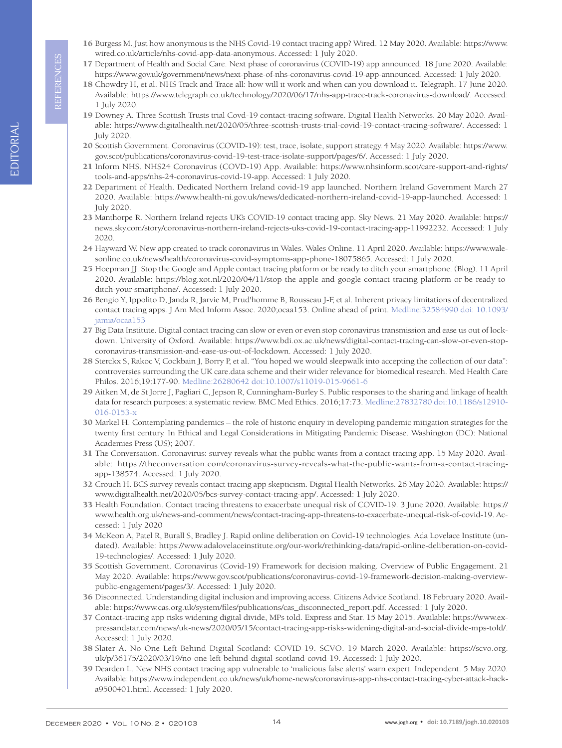16 Burgess M. Just how anonymous is the NHS Covid-19 contact tracing app? Wired. 12 May 2020. Available: https://www.wired.co.uk/article/nhs-covid-app-data-anonymous. Accessed: 1 July 2020.

17 Department of Health and Social Care. Next phase of coronavirus (COVID-19) app announced. 18 June 2020. Available: https://www.gov.uk/government/news/next-phase-of-nhs-coronavirus-covid-19-app-announced. Accessed: 1 July 2020.

18 Chowdry H, et al. NHS Track and Trace all: how will it work and when can you download it. Telegraph. 17 June 2020. Available: https://www.telegraph.co.uk/technology/2020/06/17/nhs-app-trace-track-coronavirus-download/. Accessed: 1 July 2020.

19 Downey A. Three Scottish Trusts trial Covd-19 contact-tracing software. Digital Health Networks. 20 May 2020. Available: https://www.digitalhealth.net/2020/05/three-scottish-trusts-trial-covid-19-contact-tracing-software/. Accessed: 1 July 2020.

20 Scottish Government. Coronavirus (COVID-19): test, trace, isolate, support strategy. 4 May 2020. Available: https://www.gov.scot/publications/coronavirus-covid-19-test-trace-isolate-support/pages/6/. Accessed: 1 July 2020.

21 Inform NHS. NHS24 Coronavirus (COVD-19) App. Available: https://www.nhsinform.scot/care-support-and-rights/tools-and-apps/nhs-24-coronavirus-covid-19-app. Accessed: 1 July 2020.

22 Department of Health. Dedicated Northern Ireland covid-19 app launched. Northern Ireland Government March 27 2020. Available: https://www.health-ni.gov.uk/news/dedicated-northern-ireland-covid-19-app-launched. Accessed: 1 July 2020.

23 Manthorpe R. Northern Ireland rejects UK's COVID-19 contact tracing app. Sky News. 21 May 2020. Available: https://news.sky.com/story/coronavirus-northern-ireland-rejects-uks-covid-19-contact-tracing-app-11992232. Accessed: 1 July 2020.

24 Hayward W. New app created to track coronavirus in Wales. Wales Online. 11 April 2020. Available: https://www.walesonline.co.uk/news/health/coronavirus-covid-symptoms-app-phone-18075865. Accessed: 1 July 2020.

25 Hoepman JJ. Stop the Google and Apple contact tracing platform or be ready to ditch your smartphone. (Blog). 11 April 2020. Available: https://blog.xot.nl/2020/04/11/stop-the-apple-and-google-contact-tracing-platform-or-be-ready-to-ditch-your-smartphone/. Accessed: 1 July 2020.

26 Bengio Y, Ippolito D, Janda R, Jarvie M, Prud'homme B, Rousseau J-F, et al. Inherent privacy limitations of decentralized contact tracing apps. J Am Med Inform Assoc. 2020;ocaa153. Online ahead of print. Medline:32584990 doi: 10.1093/jamia/ocaa153

27 Big Data Institute. Digital contact tracing can slow or even or even stop coronavirus transmission and ease us out of lockdown. University of Oxford. Available: https://www.bdi.ox.ac.uk/news/digital-contact-tracing-can-slow-or-even-stop-coronavirus-transmission-and-ease-us-out-of-lockdown. Accessed: 1 July 2020.

28 Sterckx S, Rakoc V, Cockbain J, Borry P, et al. "You hoped we would sleepwalk into accepting the collection of our data": controversies surrounding the UK care.data scheme and their wider relevance for biomedical research. Med Health Care Philos. 2016;19:177-90. Medline:26280642 doi:10.1007/s11019-015-9661-6

29 Aitken M, de St Jorre J, Pagliari C, Jepson R, Cunningham-Burley S. Public responses to the sharing and linkage of health data for research purposes: a systematic review. BMC Med Ethics. 2016;17:73. Medline:27832780 doi:10.1186/s12910-016-0153-x

30 Markel H. Contemplating pandemics – the role of historic enquiry in developing pandemic mitigation strategies for the twenty first century. In Ethical and Legal Considerations in Mitigating Pandemic Disease. Washington (DC): National Academies Press (US); 2007.

31 The Conversation. Coronavirus: survey reveals what the public wants from a contact tracing app. 15 May 2020. Available: https://theconversation.com/coronavirus-survey-reveals-what-the-public-wants-from-a-contact-tracing-app-138574. Accessed: 1 July 2020.

32 Crouch H. BCS survey reveals contact tracing app skepticism. Digital Health Networks. 26 May 2020. Available: https://www.digitalhealth.net/2020/05/bcs-survey-contact-tracing-app/. Accessed: 1 July 2020.

33 Health Foundation. Contact tracing threatens to exacerbate unequal risk of COVID-19. 3 June 2020. Available: https://www.health.org.uk/news-and-comment/news/contact-tracing-app-threatens-to-exacerbate-unequal-risk-of-covid-19. Accessed: 1 July 2020

34 McKeon A, Patel R, Burall S, Bradley J. Rapid online deliberation on Covid-19 technologies. Ada Lovelace Institute (undated). Available: https://www.adalovelaceinstitute.org/our-work/rethinking-data/rapid-online-deliberation-on-covid-19-technologies/. Accessed: 1 July 2020.

35 Scottish Government. Coronavirus (Covid-19) Framework for decision making. Overview of Public Engagement. 21 May 2020. Available: https://www.gov.scot/publications/coronavirus-covid-19-framework-decision-making-overview-public-engagement/pages/3/. Accessed: 1 July 2020.

36 Disconnected. Understanding digital inclusion and improving access. Citizens Advice Scotland. 18 February 2020. Available: https://www.cas.org.uk/system/files/publications/cas_disconnected_report.pdf. Accessed: 1 July 2020.

37 Contact-tracing app risks widening digital divide, MPs told. Express and Star. 15 May 2015. Available: https://www.expressandstar.com/news/uk-news/2020/05/15/contact-tracing-app-risks-widening-digital-and-social-divide-mps-told/. Accessed: 1 July 2020.

38 Slater A. No One Left Behind Digital Scotland: COVID-19. SCVO. 19 March 2020. Available: https://scvo.org.uk/p/36175/2020/03/19/no-one-left-behind-digital-scotland-covid-19. Accessed: 1 July 2020.

39 Dearden L. New NHS contact tracing app vulnerable to 'malicious false alerts' warn expert. Independent. 5 May 2020. Available: https://www.independent.co.uk/news/uk/home-news/coronavirus-app-nhs-contact-tracing-cyber-attack-hack-a9500401.html. Accessed: 1 July 2020.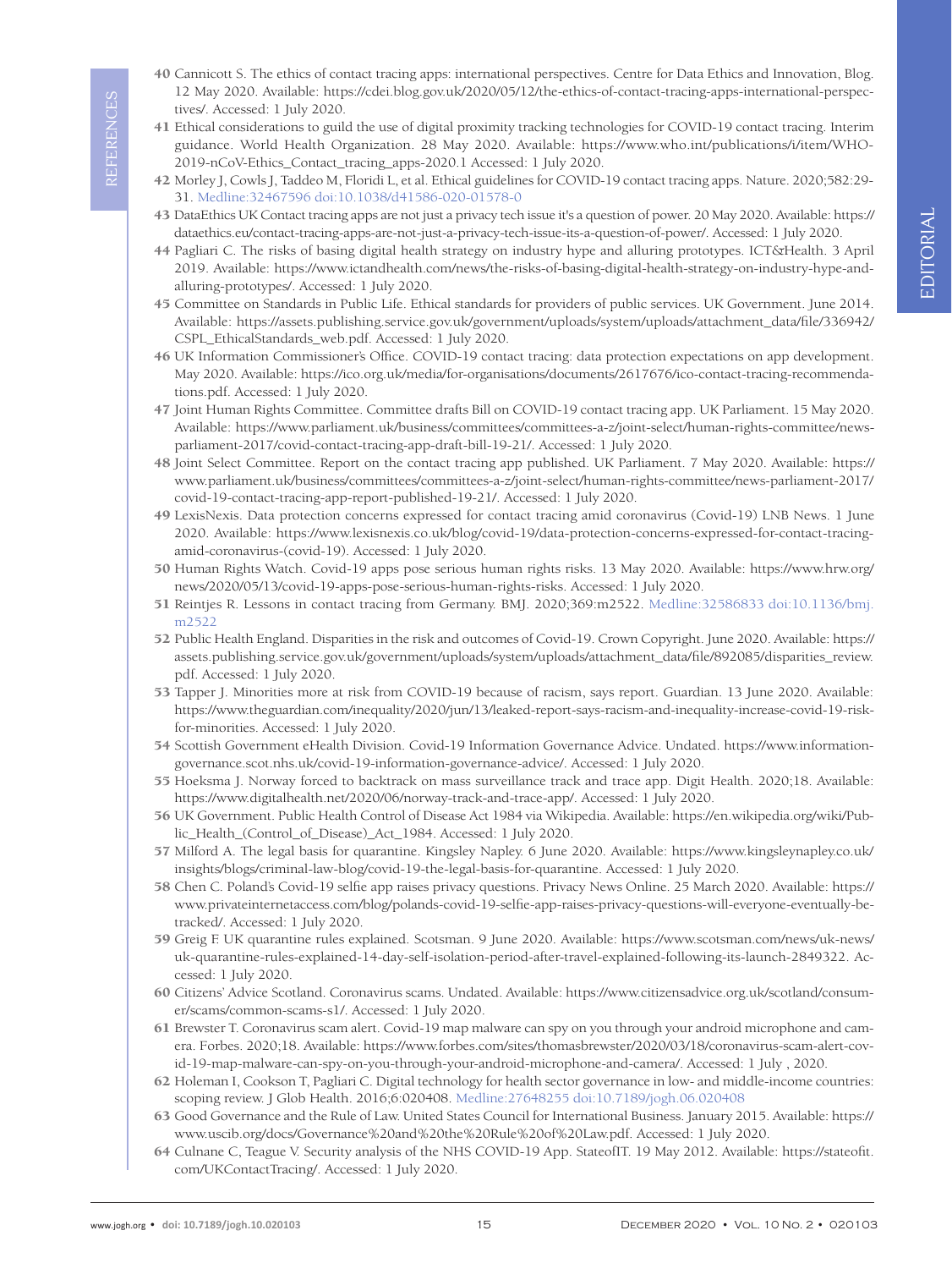40 Cannicott S. The ethics of contact tracing apps: international perspectives. Centre for Data Ethics and Innovation, Blog. 12 May 2020. Available: https://cdei.blog.gov.uk/2020/05/12/the-ethics-of-contact-tracing-apps-international-perspectives/. Accessed: 1 July 2020.

41 Ethical considerations to guild the use of digital proximity tracking technologies for COVID-19 contact tracing. Interim guidance. World Health Organization. 28 May 2020. Available: https://www.who.int/publications/i/item/WHO-2019-nCoV-Ethics_Contact_tracing_apps-2020.1 Accessed: 1 July 2020.

42 Morley J, Cowls J, Taddeo M, Floridi L, et al. Ethical guidelines for COVID-19 contact tracing apps. Nature. 2020;582:29-31. Medline:32467596 doi:10.1038/d41586-020-01578-0

43 DataEthics UK Contact tracing apps are not just a privacy tech issue it's a question of power. 20 May 2020. Available: https://dataethics.eu/contact-tracing-apps-are-not-just-a-privacy-tech-issue-its-a-question-of-power/. Accessed: 1 July 2020.

44 Pagliari C. The risks of basing digital health strategy on industry hype and alluring prototypes. ICT&Health. 3 April 2019. Available: https://www.ictandhealth.com/news/the-risks-of-basing-digital-health-strategy-on-industry-hype-and-alluring-prototypes/. Accessed: 1 July 2020.

45 Committee on Standards in Public Life. Ethical standards for providers of public services. UK Government. June 2014. Available: https://assets.publishing.service.gov.uk/government/uploads/system/uploads/attachment_data/file/336942/CSPL_EthicalStandards_web.pdf. Accessed: 1 July 2020.

46 UK Information Commissioner's Office. COVID-19 contact tracing: data protection expectations on app development. May 2020. Available: https://ico.org.uk/media/for-organisations/documents/2617676/ico-contact-tracing-recommendations.pdf. Accessed: 1 July 2020.

47 Joint Human Rights Committee. Committee drafts Bill on COVID-19 contact tracing app. UK Parliament. 15 May 2020. Available: https://www.parliament.uk/business/committees/committees-a-z/joint-select/human-rights-committee/news-parliament-2017/covid-contact-tracing-app-draft-bill-19-21/. Accessed: 1 July 2020.

48 Joint Select Committee. Report on the contact tracing app published. UK Parliament. 7 May 2020. Available: https://www.parliament.uk/business/committees/committees-a-z/joint-select/human-rights-committee/news-parliament-2017/covid-19-contact-tracing-app-report-published-19-21/. Accessed: 1 July 2020.

49 LexisNexis. Data protection concerns expressed for contact tracing amid coronavirus (Covid-19) LNB News. 1 June 2020. Available: https://www.lexisnexis.co.uk/blog/covid-19/data-protection-concerns-expressed-for-contact-tracing-amid-coronavirus-(covid-19). Accessed: 1 July 2020.

50 Human Rights Watch. Covid-19 apps pose serious human rights risks. 13 May 2020. Available: https://www.hrw.org/news/2020/05/13/covid-19-apps-pose-serious-human-rights-risks. Accessed: 1 July 2020.

51 Reintjes R. Lessons in contact tracing from Germany. BMJ. 2020;369:m2522. Medline:32586833 doi:10.1136/bmj.m2522

52 Public Health England. Disparities in the risk and outcomes of Covid-19. Crown Copyright. June 2020. Available: https://assets.publishing.service.gov.uk/government/uploads/system/uploads/attachment_data/file/892085/disparities_review.pdf. Accessed: 1 July 2020.

53 Tapper J. Minorities more at risk from COVID-19 because of racism, says report. Guardian. 13 June 2020. Available: https://www.theguardian.com/inequality/2020/jun/13/leaked-report-says-racism-and-inequality-increase-covid-19-risk-for-minorities. Accessed: 1 July 2020.

54 Scottish Government eHealth Division. Covid-19 Information Governance Advice. Undated. https://www.information-governance.scot.nhs.uk/covid-19-information-governance-advice/. Accessed: 1 July 2020.

55 Hoeksma J. Norway forced to backtrack on mass surveillance track and trace app. Digit Health. 2020;18. Available: https://www.digitalhealth.net/2020/06/norway-track-and-trace-app/. Accessed: 1 July 2020.

56 UK Government. Public Health Control of Disease Act 1984 via Wikipedia. Available: https://en.wikipedia.org/wiki/Public_Health_(Control_of_Disease)_Act_1984. Accessed: 1 July 2020.

57 Milford A. The legal basis for quarantine. Kingsley Napley. 6 June 2020. Available: https://www.kingsleynapley.co.uk/insights/blogs/criminal-law-blog/covid-19-the-legal-basis-for-quarantine. Accessed: 1 July 2020.

58 Chen C. Poland's Covid-19 selfie app raises privacy questions. Privacy News Online. 25 March 2020. Available: https://www.privateinternetaccess.com/blog/polands-covid-19-selfie-app-raises-privacy-questions-will-everyone-eventually-be-tracked/. Accessed: 1 July 2020.

59 Greig F. UK quarantine rules explained. Scotsman. 9 June 2020. Available: https://www.scotsman.com/news/uk-news/uk-quarantine-rules-explained-14-day-self-isolation-period-after-travel-explained-following-its-launch-2849322. Accessed: 1 July 2020.

60 Citizens' Advice Scotland. Coronavirus scams. Undated. Available: https://www.citizensadvice.org.uk/scotland/consumer/scams/common-scams-s1/. Accessed: 1 July 2020.

61 Brewster T. Coronavirus scam alert. Covid-19 map malware can spy on you through your android microphone and camera. Forbes. 2020;18. Available: https://www.forbes.com/sites/thomasbrewster/2020/03/18/coronavirus-scam-alert-covid-19-map-malware-can-spy-on-you-through-your-android-microphone-and-camera/. Accessed: 1 July , 2020.

62 Holeman I, Cookson T, Pagliari C. Digital technology for health sector governance in low- and middle-income countries: scoping review. J Glob Health. 2016;6:020408. Medline:27648255 doi:10.7189/jogh.06.020408

63 Good Governance and the Rule of Law. United States Council for International Business. January 2015. Available: https://www.uscib.org/docs/Governance%20and%20the%20Rule%20of%20Law.pdf. Accessed: 1 July 2020.

64 Culnane C, Teague V. Security analysis of the NHS COVID-19 App. StateofIT. 19 May 2012. Available: https://stateofit.com/UKContactTracing/. Accessed: 1 July 2020.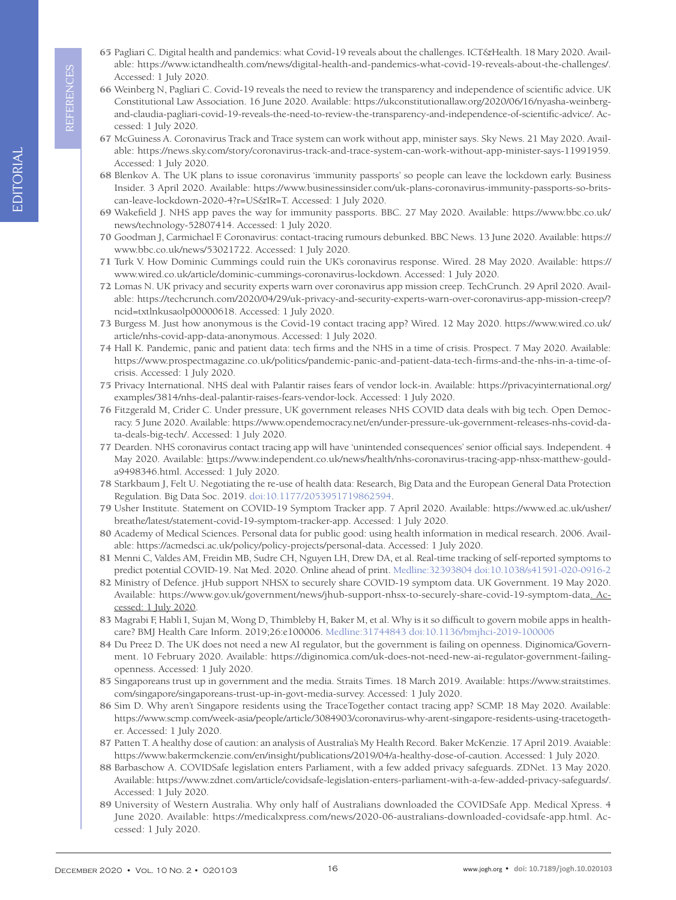65 Pagliari C. Digital health and pandemics: what Covid-19 reveals about the challenges. ICT&Health. 18 Mary 2020. Available: https://www.ictandhealth.com/news/digital-health-and-pandemics-what-covid-19-reveals-about-the-challenges/. Accessed: 1 July 2020.

66 Weinberg N, Pagliari C. Covid-19 reveals the need to review the transparency and independence of scientific advice. UK Constitutional Law Association. 16 June 2020. Available: https://ukconstitutionallaw.org/2020/06/16/nyasha-weinberg-and-claudia-pagliari-covid-19-reveals-the-need-to-review-the-transparency-and-independence-of-scientific-advice/. Accessed: 1 July 2020.

67 McGuiness A. Coronavirus Track and Trace system can work without app, minister says. Sky News. 21 May 2020. Available: https://news.sky.com/story/coronavirus-track-and-trace-system-can-work-without-app-minister-says-11991959. Accessed: 1 July 2020.

68 Blenkov A. The UK plans to issue coronavirus 'immunity passports' so people can leave the lockdown early. Business Insider. 3 April 2020. Available: https://www.businessinsider.com/uk-plans-coronavirus-immunity-passports-so-brits-can-leave-lockdown-2020-4?r=US&IR=T. Accessed: 1 July 2020.

69 Wakefield J. NHS app paves the way for immunity passports. BBC. 27 May 2020. Available: https://www.bbc.co.uk/news/technology-52807414. Accessed: 1 July 2020.

70 Goodman J, Carmichael F. Coronavirus: contact-tracing rumours debunked. BBC News. 13 June 2020. Available: https://www.bbc.co.uk/news/53021722. Accessed: 1 July 2020.

71 Turk V. How Dominic Cummings could ruin the UK's coronavirus response. Wired. 28 May 2020. Available: https://www.wired.co.uk/article/dominic-cummings-coronavirus-lockdown. Accessed: 1 July 2020.

72 Lomas N. UK privacy and security experts warn over coronavirus app mission creep. TechCrunch. 29 April 2020. Available: https://techcrunch.com/2020/04/29/uk-privacy-and-security-experts-warn-over-coronavirus-app-mission-creep/?ncid=txtlnkusaolp00000618. Accessed: 1 July 2020.

73 Burgess M. Just how anonymous is the Covid-19 contact tracing app? Wired. 12 May 2020. https://www.wired.co.uk/article/nhs-covid-app-data-anonymous. Accessed: 1 July 2020.

74 Hall K. Pandemic, panic and patient data: tech firms and the NHS in a time of crisis. Prospect. 7 May 2020. Available: https://www.prospectmagazine.co.uk/politics/pandemic-panic-and-patient-data-tech-firms-and-the-nhs-in-a-time-of-crisis. Accessed: 1 July 2020.

75 Privacy International. NHS deal with Palantir raises fears of vendor lock-in. Available: https://privacyinternational.org/examples/3814/nhs-deal-palantir-raises-fears-vendor-lock. Accessed: 1 July 2020.

76 Fitzgerald M, Crider C. Under pressure, UK government releases NHS COVID data deals with big tech. Open Democracy. 5 June 2020. Available: https://www.opendemocracy.net/en/under-pressure-uk-government-releases-nhs-covid-data-deals-big-tech/. Accessed: 1 July 2020.

77 Dearden. NHS coronavirus contact tracing app will have 'unintended consequences' senior official says. Independent. 4 May 2020. Available: https://www.independent.co.uk/news/health/nhs-coronavirus-tracing-app-nhsx-matthew-gould-a9498346.html. Accessed: 1 July 2020.

78 Starkbaum J, Felt U. Negotiating the re-use of health data: Research, Big Data and the European General Data Protection Regulation. Big Data Soc. 2019. doi:10.1177/2053951719862594.

79 Usher Institute. Statement on COVID-19 Symptom Tracker app. 7 April 2020. Available: https://www.ed.ac.uk/usher/breathe/latest/statement-covid-19-symptom-tracker-app. Accessed: 1 July 2020.

80 Academy of Medical Sciences. Personal data for public good: using health information in medical research. 2006. Available: https://acmedsci.ac.uk/policy/policy-projects/personal-data. Accessed: 1 July 2020.

81 Menni C, Valdes AM, Freidin MB, Sudre CH, Nguyen LH, Drew DA, et al. Real-time tracking of self-reported symptoms to predict potential COVID-19. Nat Med. 2020. Online ahead of print. Medline:32393804 doi:10.1038/s41591-020-0916-2

82 Ministry of Defence. jHub support NHSX to securely share COVID-19 symptom data. UK Government. 19 May 2020. Available: https://www.gov.uk/government/news/jhub-support-nhsx-to-securely-share-covid-19-symptom-data. Accessed: 1 July 2020.

83 Magrabi F, Habli I, Sujan M, Wong D, Thimbleby H, Baker M, et al. Why is it so difficult to govern mobile apps in healthcare? BMJ Health Care Inform. 2019;26:e100006. Medline:31744843 doi:10.1136/bmjhci-2019-100006

84 Du Preez D. The UK does not need a new AI regulator, but the government is failing on openness. Diginomica/Government. 10 February 2020. Available: https://diginomica.com/uk-does-not-need-new-ai-regulator-government-failing-openness. Accessed: 1 July 2020.

85 Singaporeans trust up in government and the media. Straits Times. 18 March 2019. Available: https://www.straitstimes.com/singapore/singaporeans-trust-up-in-govt-media-survey. Accessed: 1 July 2020.

86 Sim D. Why aren't Singapore residents using the TraceTogether contact tracing app? SCMP. 18 May 2020. Available: https://www.scmp.com/week-asia/people/article/3084903/coronavirus-why-arent-singapore-residents-using-tracetogether. Accessed: 1 July 2020.

87 Patten T. A healthy dose of caution: an analysis of Australia's My Health Record. Baker McKenzie. 17 April 2019. Avaiable: https://www.bakermckenzie.com/en/insight/publications/2019/04/a-healthy-dose-of-caution. Accessed: 1 July 2020.

88 Barbaschow A. COVIDSafe legislation enters Parliament, with a few added privacy safeguards. ZDNet. 13 May 2020. Available: https://www.zdnet.com/article/covidsafe-legislation-enters-parliament-with-a-few-added-privacy-safeguards/. Accessed: 1 July 2020.

89 University of Western Australia. Why only half of Australians downloaded the COVIDSafe App. Medical Xpress. 4 June 2020. Available: https://medicalxpress.com/news/2020-06-australians-downloaded-covidsafe-app.html. Accessed: 1 July 2020.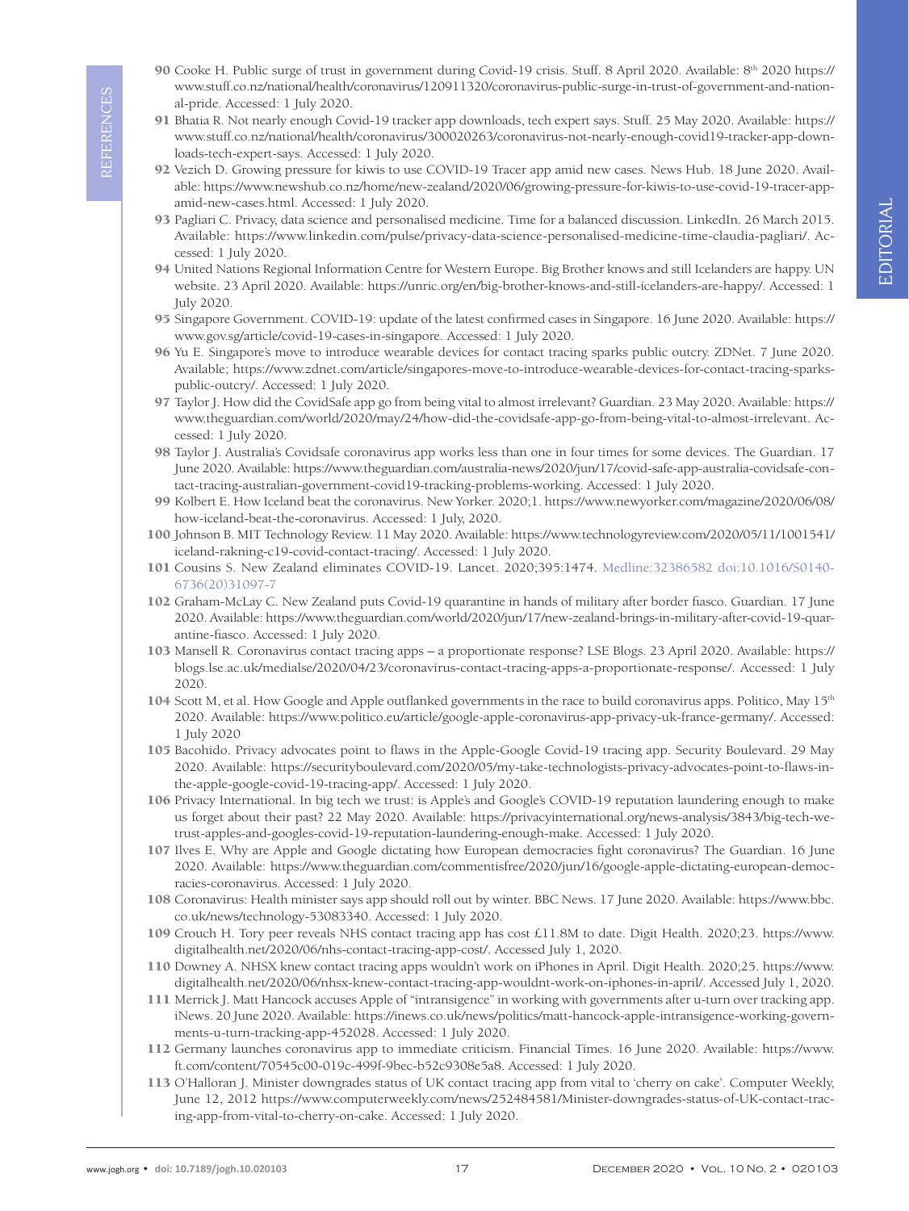90 Cooke H. Public surge of trust in government during Covid-19 crisis. Stuff. 8 April 2020. Available: 8th 2020 https://www.stuff.co.nz/national/health/coronavirus/120911320/coronavirus-public-surge-in-trust-of-government-and-national-pride. Accessed: 1 July 2020.

91 Bhatia R. Not nearly enough Covid-19 tracker app downloads, tech expert says. Stuff. 25 May 2020. Available: https://www.stuff.co.nz/national/health/coronavirus/300020263/coronavirus-not-nearly-enough-covid19-tracker-app-downloads-tech-expert-says. Accessed: 1 July 2020.

92 Vezich D. Growing pressure for kiwis to use COVID-19 Tracer app amid new cases. News Hub. 18 June 2020. Available: https://www.newshub.co.nz/home/new-zealand/2020/06/growing-pressure-for-kiwis-to-use-covid-19-tracer-app-amid-new-cases.html. Accessed: 1 July 2020.

93 Pagliari C. Privacy, data science and personalised medicine. Time for a balanced discussion. LinkedIn. 26 March 2015. Available: https://www.linkedin.com/pulse/privacy-data-science-personalised-medicine-time-claudia-pagliari/. Accessed: 1 July 2020.

94 United Nations Regional Information Centre for Western Europe. Big Brother knows and still Icelanders are happy. UN website. 23 April 2020. Available: https://unric.org/en/big-brother-knows-and-still-icelanders-are-happy/. Accessed: 1 July 2020.

95 Singapore Government. COVID-19: update of the latest confirmed cases in Singapore. 16 June 2020. Available: https://www.gov.sg/article/covid-19-cases-in-singapore. Accessed: 1 July 2020.

96 Yu E. Singapore's move to introduce wearable devices for contact tracing sparks public outcry. ZDNet. 7 June 2020. Available; https://www.zdnet.com/article/singapores-move-to-introduce-wearable-devices-for-contact-tracing-sparks-public-outcry/. Accessed: 1 July 2020.

97 Taylor J. How did the CovidSafe app go from being vital to almost irrelevant? Guardian. 23 May 2020. Available: https://www.theguardian.com/world/2020/may/24/how-did-the-covidsafe-app-go-from-being-vital-to-almost-irrelevant. Accessed: 1 July 2020.

98 Taylor J. Australia's Covidsafe coronavirus app works less than one in four times for some devices. The Guardian. 17 June 2020. Available: https://www.theguardian.com/australia-news/2020/jun/17/covid-safe-app-australia-covidsafe-contact-tracing-australian-government-covid19-tracking-problems-working. Accessed: 1 July 2020.

99 Kolbert E. How Iceland beat the coronavirus. New Yorker. 2020;1. https://www.newyorker.com/magazine/2020/06/08/how-iceland-beat-the-coronavirus. Accessed: 1 July, 2020.

100 Johnson B. MIT Technology Review. 11 May 2020. Available: https://www.technologyreview.com/2020/05/11/1001541/iceland-rakning-c19-covid-contact-tracing/. Accessed: 1 July 2020.

101 Cousins S. New Zealand eliminates COVID-19. Lancet. 2020;395:1474. Medline:32386582 doi:10.1016/S0140-6736(20)31097-7

102 Graham-McLay C. New Zealand puts Covid-19 quarantine in hands of military after border fiasco. Guardian. 17 June 2020. Available: https://www.theguardian.com/world/2020/jun/17/new-zealand-brings-in-military-after-covid-19-quarantine-fiasco. Accessed: 1 July 2020.

103 Mansell R. Coronavirus contact tracing apps – a proportionate response? LSE Blogs. 23 April 2020. Available: https://blogs.lse.ac.uk/medialse/2020/04/23/coronavirus-contact-tracing-apps-a-proportionate-response/. Accessed: 1 July 2020.

104 Scott M, et al. How Google and Apple outflanked governments in the race to build coronavirus apps. Politico, May 15th 2020. Available: https://www.politico.eu/article/google-apple-coronavirus-app-privacy-uk-france-germany/. Accessed: 1 July 2020

105 Bacohido. Privacy advocates point to flaws in the Apple-Google Covid-19 tracing app. Security Boulevard. 29 May 2020. Available: https://securityboulevard.com/2020/05/my-take-technologists-privacy-advocates-point-to-flaws-in-the-apple-google-covid-19-tracing-app/. Accessed: 1 July 2020.

106 Privacy International. In big tech we trust: is Apple's and Google's COVID-19 reputation laundering enough to make us forget about their past? 22 May 2020. Available: https://privacyinternational.org/news-analysis/3843/big-tech-we-trust-apples-and-googles-covid-19-reputation-laundering-enough-make. Accessed: 1 July 2020.

107 Ilves E. Why are Apple and Google dictating how European democracies fight coronavirus? The Guardian. 16 June 2020. Available: https://www.theguardian.com/commentisfree/2020/jun/16/google-apple-dictating-european-democracies-coronavirus. Accessed: 1 July 2020.

108 Coronavirus: Health minister says app should roll out by winter. BBC News. 17 June 2020. Available: https://www.bbc.co.uk/news/technology-53083340. Accessed: 1 July 2020.

109 Crouch H. Tory peer reveals NHS contact tracing app has cost £11.8M to date. Digit Health. 2020;23. https://www.digitalhealth.net/2020/06/nhs-contact-tracing-app-cost/. Accessed July 1, 2020.

110 Downey A. NHSX knew contact tracing apps wouldn't work on iPhones in April. Digit Health. 2020;25. https://www.digitalhealth.net/2020/06/nhsx-knew-contact-tracing-app-wouldnt-work-on-iphones-in-april/. Accessed July 1, 2020.

111 Merrick J. Matt Hancock accuses Apple of "intransigence" in working with governments after u-turn over tracking app. iNews. 20 June 2020. Available: https://inews.co.uk/news/politics/matt-hancock-apple-intransigence-working-governments-u-turn-tracking-app-452028. Accessed: 1 July 2020.

112 Germany launches coronavirus app to immediate criticism. Financial Times. 16 June 2020. Available: https://www.ft.com/content/70545c00-019c-499f-9bec-b52c9308e5a8. Accessed: 1 July 2020.

113 O'Halloran J. Minister downgrades status of UK contact tracing app from vital to 'cherry on cake'. Computer Weekly, June 12, 2012 https://www.computerweekly.com/news/252484581/Minister-downgrades-status-of-UK-contact-tracing-app-from-vital-to-cherry-on-cake. Accessed: 1 July 2020.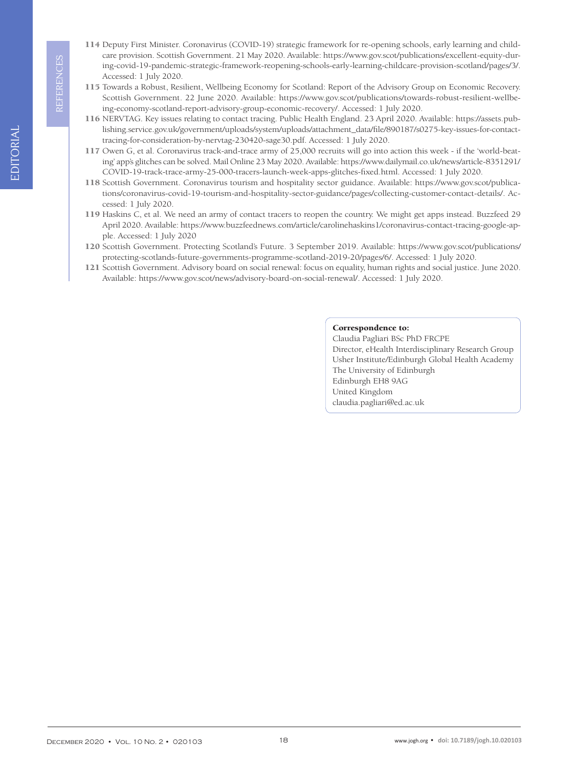114 Deputy First Minister. Coronavirus (COVID-19) strategic framework for re-opening schools, early learning and childcare provision. Scottish Government. 21 May 2020. Available: https://www.gov.scot/publications/excellent-equity-during-covid-19-pandemic-strategic-framework-reopening-schools-early-learning-childcare-provision-scotland/pages/3/. Accessed: 1 July 2020.

115 Towards a Robust, Resilient, Wellbeing Economy for Scotland: Report of the Advisory Group on Economic Recovery. Scottish Government. 22 June 2020. Available: https://www.gov.scot/publications/towards-robust-resilient-wellbeing-economy-scotland-report-advisory-group-economic-recovery/. Accessed: 1 July 2020.

116 NERVTAG. Key issues relating to contact tracing. Public Health England. 23 April 2020. Available: https://assets.publishing.service.gov.uk/government/uploads/system/uploads/attachment_data/file/890187/s0275-key-issues-for-contact-tracing-for-consideration-by-nervtag-230420-sage30.pdf. Accessed: 1 July 2020.

117 Owen G, et al. Coronavirus track-and-trace army of 25,000 recruits will go into action this week - if the 'world-beating' app's glitches can be solved. Mail Online 23 May 2020. Available: https://www.dailymail.co.uk/news/article-8351291/COVID-19-track-trace-army-25-000-tracers-launch-week-apps-glitches-fixed.html. Accessed: 1 July 2020.

118 Scottish Government. Coronavirus tourism and hospitality sector guidance. Available: https://www.gov.scot/publications/coronavirus-covid-19-tourism-and-hospitality-sector-guidance/pages/collecting-customer-contact-details/. Accessed: 1 July 2020.

119 Haskins C, et al. We need an army of contact tracers to reopen the country. We might get apps instead. Buzzfeed 29 April 2020. Available: https://www.buzzfeednews.com/article/carolinehaskins1/coronavirus-contact-tracing-google-apple. Accessed: 1 July 2020

120 Scottish Government. Protecting Scotland's Future. 3 September 2019. Available: https://www.gov.scot/publications/protecting-scotlands-future-governments-programme-scotland-2019-20/pages/6/. Accessed: 1 July 2020.

121 Scottish Government. Advisory board on social renewal: focus on equality, human rights and social justice. June 2020. Available: https://www.gov.scot/news/advisory-board-on-social-renewal/. Accessed: 1 July 2020.

**Correspondence to:**
Claudia Pagliari BSc PhD FRCPE
Director, eHealth Interdisciplinary Research Group
Usher Institute/Edinburgh Global Health Academy
The University of Edinburgh
Edinburgh EH8 9AG
United Kingdom
claudia.pagliari@ed.ac.uk